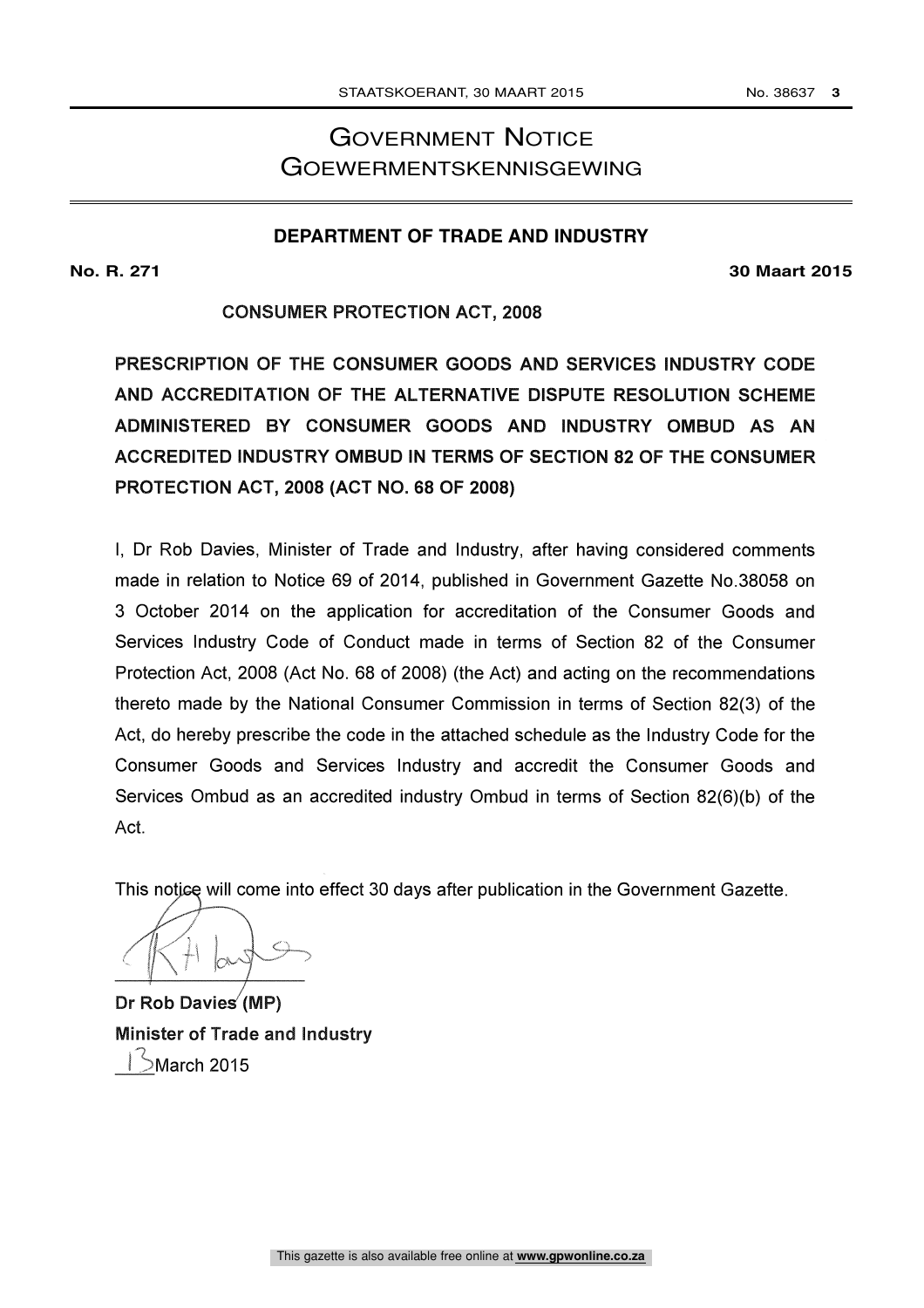# GOVERNMENT NOTICE
# GOEWERMENTSKENNISGEWING

## DEPARTMENT OF TRADE AND INDUSTRY

**No. R. 271** **30 Maart 2015**

CONSUMER PROTECTION ACT, 2008

**PRESCRIPTION OF THE CONSUMER GOODS AND SERVICES INDUSTRY CODE AND ACCREDITATION OF THE ALTERNATIVE DISPUTE RESOLUTION SCHEME ADMINISTERED BY CONSUMER GOODS AND INDUSTRY OMBUD AS AN ACCREDITED INDUSTRY OMBUD IN TERMS OF SECTION 82 OF THE CONSUMER PROTECTION ACT, 2008 (ACT NO. 68 OF 2008)**

I, Dr Rob Davies, Minister of Trade and Industry, after having considered comments made in relation to Notice 69 of 2014, published in Government Gazette No.38058 on 3 October 2014 on the application for accreditation of the Consumer Goods and Services Industry Code of Conduct made in terms of Section 82 of the Consumer Protection Act, 2008 (Act No. 68 of 2008) (the Act) and acting on the recommendations thereto made by the National Consumer Commission in terms of Section 82(3) of the Act, do hereby prescribe the code in the attached schedule as the Industry Code for the Consumer Goods and Services Industry and accredit the Consumer Goods and Services Ombud as an accredited industry Ombud in terms of Section 82(6)(b) of the Act.

This notice will come into effect 30 days after publication in the Government Gazette.

**Dr Rob Davies (MP)**
**Minister of Trade and Industry**
13 March 2015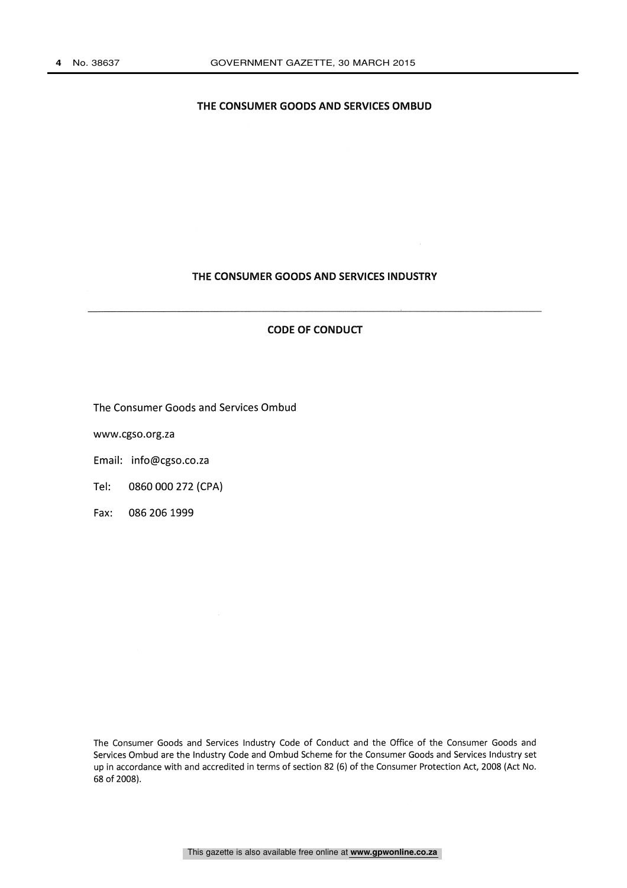# THE CONSUMER GOODS AND SERVICES OMBUD

## THE CONSUMER GOODS AND SERVICES INDUSTRY

---

## CODE OF CONDUCT

The Consumer Goods and Services Ombud

www.cgso.org.za

Email: info@cgso.co.za

Tel: 0860 000 272 (CPA)

Fax: 086 206 1999

The Consumer Goods and Services Industry Code of Conduct and the Office of the Consumer Goods and Services Ombud are the Industry Code and Ombud Scheme for the Consumer Goods and Services Industry set up in accordance with and accredited in terms of section 82 (6) of the Consumer Protection Act, 2008 (Act No. 68 of 2008).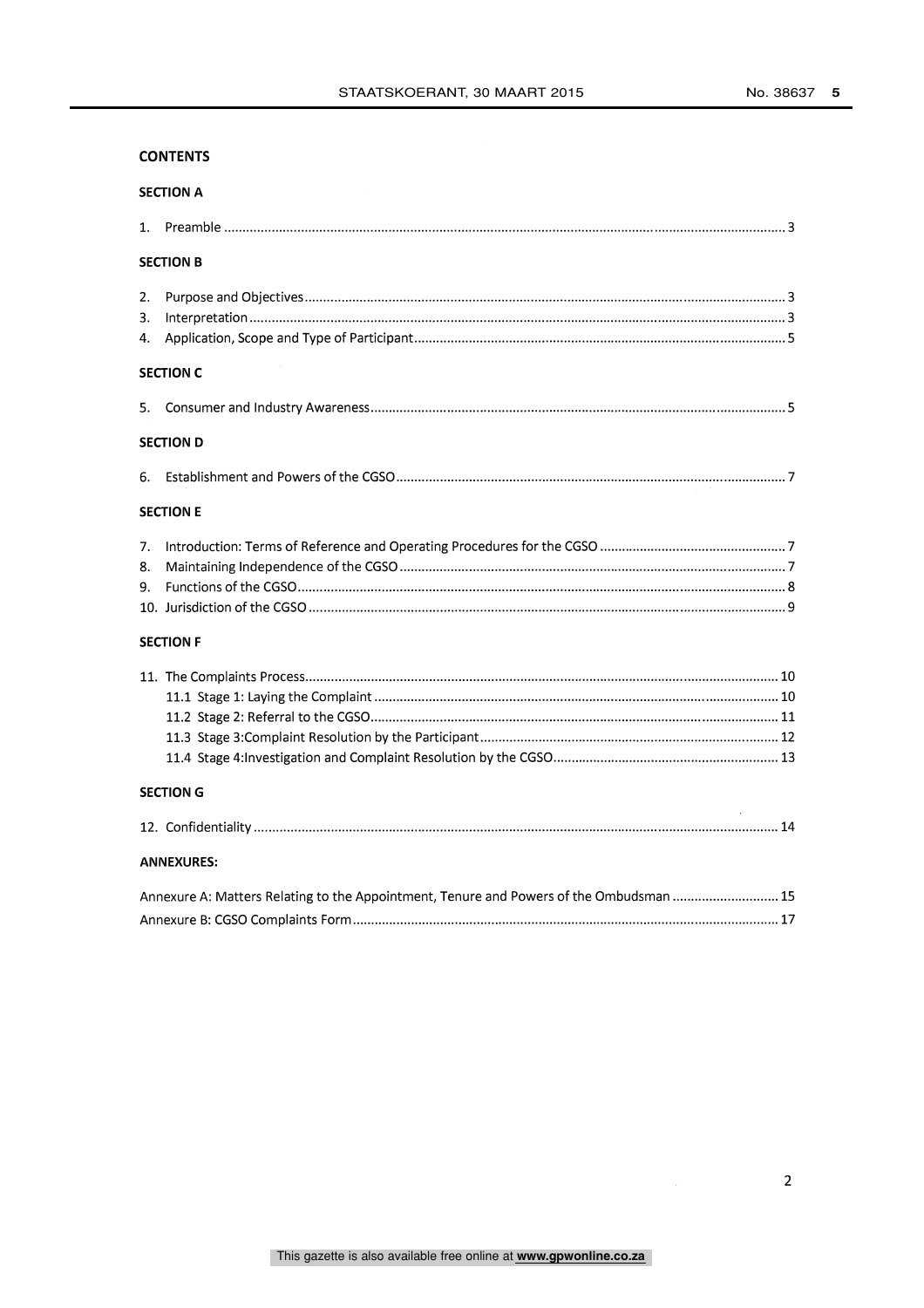## CONTENTS

### SECTION A

1. Preamble ........................................................................................................ 3

### SECTION B

2. Purpose and Objectives ........................................................................................................ 3
3. Interpretation ........................................................................................................ 3
4. Application, Scope and Type of Participant ........................................................................................................ 5

### SECTION C

5. Consumer and Industry Awareness ........................................................................................................ 5

### SECTION D

6. Establishment and Powers of the CGSO ........................................................................................................ 7

### SECTION E

7. Introduction: Terms of Reference and Operating Procedures for the CGSO ........................................ 7
8. Maintaining Independence of the CGSO ........................................................................................................ 7
9. Functions of the CGSO ........................................................................................................ 8
10. Jurisdiction of the CGSO ........................................................................................................ 9

### SECTION F

11. The Complaints Process ........................................................................................................ 10
    - 11.1 Stage 1: Laying the Complaint ........................................................................................................ 10
    - 11.2 Stage 2: Referral to the CGSO ........................................................................................................ 11
    - 11.3 Stage 3:Complaint Resolution by the Participant ........................................................................................................ 12
    - 11.4 Stage 4:Investigation and Complaint Resolution by the CGSO ........................................................................................................ 13

### SECTION G

12. Confidentiality ........................................................................................................ 14

### ANNEXURES:

Annexure A: Matters Relating to the Appointment, Tenure and Powers of the Ombudsman ........................ 15

Annexure B: CGSO Complaints Form ........................................................................................................ 17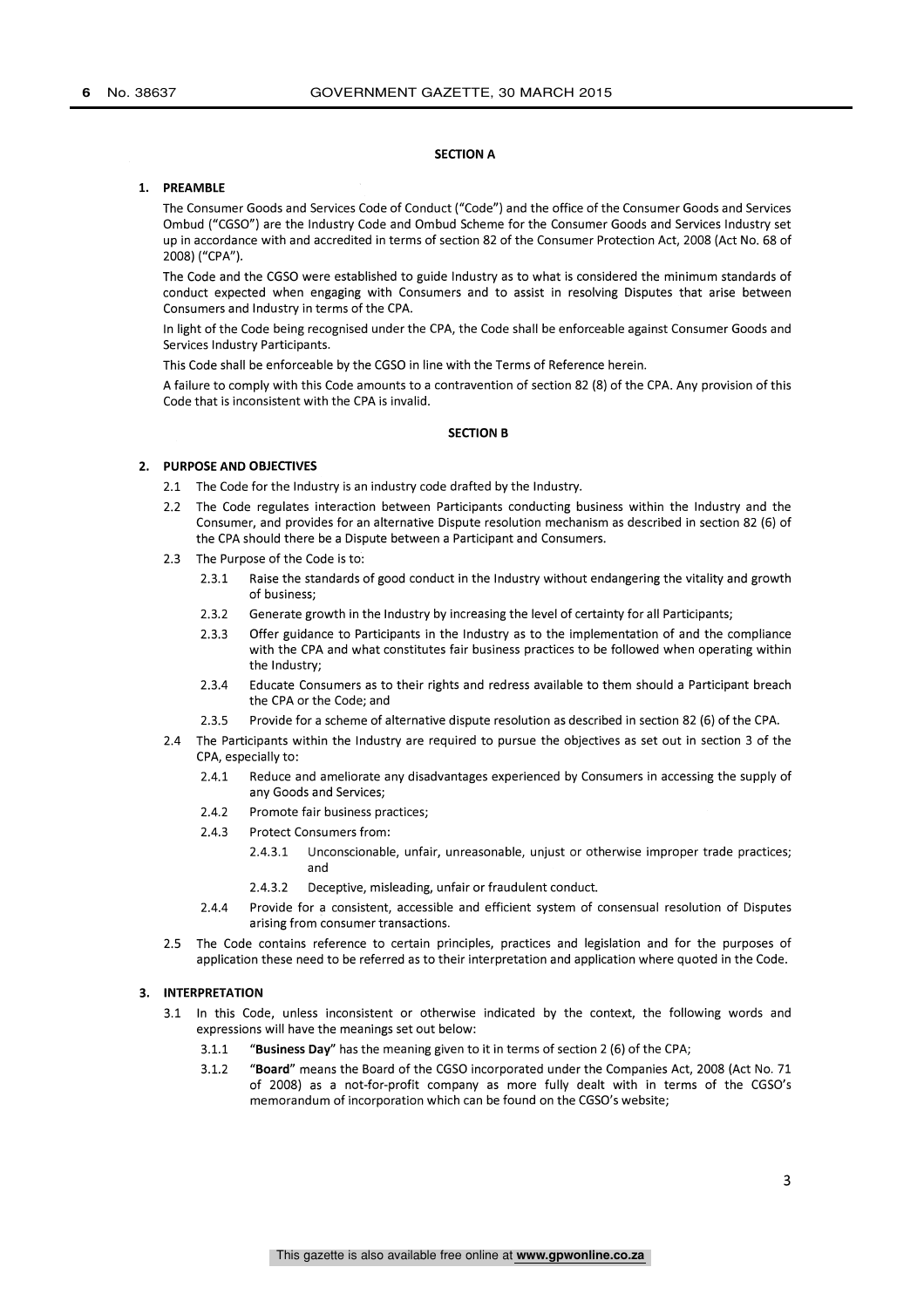## SECTION A

### 1. PREAMBLE

The Consumer Goods and Services Code of Conduct ("Code") and the office of the Consumer Goods and Services Ombud ("CGSO") are the Industry Code and Ombud Scheme for the Consumer Goods and Services Industry set up in accordance with and accredited in terms of section 82 of the Consumer Protection Act, 2008 (Act No. 68 of 2008) ("CPA").

The Code and the CGSO were established to guide Industry as to what is considered the minimum standards of conduct expected when engaging with Consumers and to assist in resolving Disputes that arise between Consumers and Industry in terms of the CPA.

In light of the Code being recognised under the CPA, the Code shall be enforceable against Consumer Goods and Services Industry Participants.

This Code shall be enforceable by the CGSO in line with the Terms of Reference herein.

A failure to comply with this Code amounts to a contravention of section 82 (8) of the CPA. Any provision of this Code that is inconsistent with the CPA is invalid.

## SECTION B

### 2. PURPOSE AND OBJECTIVES

2.1 The Code for the Industry is an industry code drafted by the Industry.

2.2 The Code regulates interaction between Participants conducting business within the Industry and the Consumer, and provides for an alternative Dispute resolution mechanism as described in section 82 (6) of the CPA should there be a Dispute between a Participant and Consumers.

2.3 The Purpose of the Code is to:

- 2.3.1 Raise the standards of good conduct in the Industry without endangering the vitality and growth of business;
- 2.3.2 Generate growth in the Industry by increasing the level of certainty for all Participants;
- 2.3.3 Offer guidance to Participants in the Industry as to the implementation of and the compliance with the CPA and what constitutes fair business practices to be followed when operating within the Industry;
- 2.3.4 Educate Consumers as to their rights and redress available to them should a Participant breach the CPA or the Code; and
- 2.3.5 Provide for a scheme of alternative dispute resolution as described in section 82 (6) of the CPA.

2.4 The Participants within the Industry are required to pursue the objectives as set out in section 3 of the CPA, especially to:

- 2.4.1 Reduce and ameliorate any disadvantages experienced by Consumers in accessing the supply of any Goods and Services;
- 2.4.2 Promote fair business practices;
- 2.4.3 Protect Consumers from:
  - 2.4.3.1 Unconscionable, unfair, unreasonable, unjust or otherwise improper trade practices; and
  - 2.4.3.2 Deceptive, misleading, unfair or fraudulent conduct.
- 2.4.4 Provide for a consistent, accessible and efficient system of consensual resolution of Disputes arising from consumer transactions.

2.5 The Code contains reference to certain principles, practices and legislation and for the purposes of application these need to be referred as to their interpretation and application where quoted in the Code.

### 3. INTERPRETATION

3.1 In this Code, unless inconsistent or otherwise indicated by the context, the following words and expressions will have the meanings set out below:

- 3.1.1 "**Business Day**" has the meaning given to it in terms of section 2 (6) of the CPA;
- 3.1.2 "**Board**" means the Board of the CGSO incorporated under the Companies Act, 2008 (Act No. 71 of 2008) as a not-for-profit company as more fully dealt with in terms of the CGSO's memorandum of incorporation which can be found on the CGSO's website;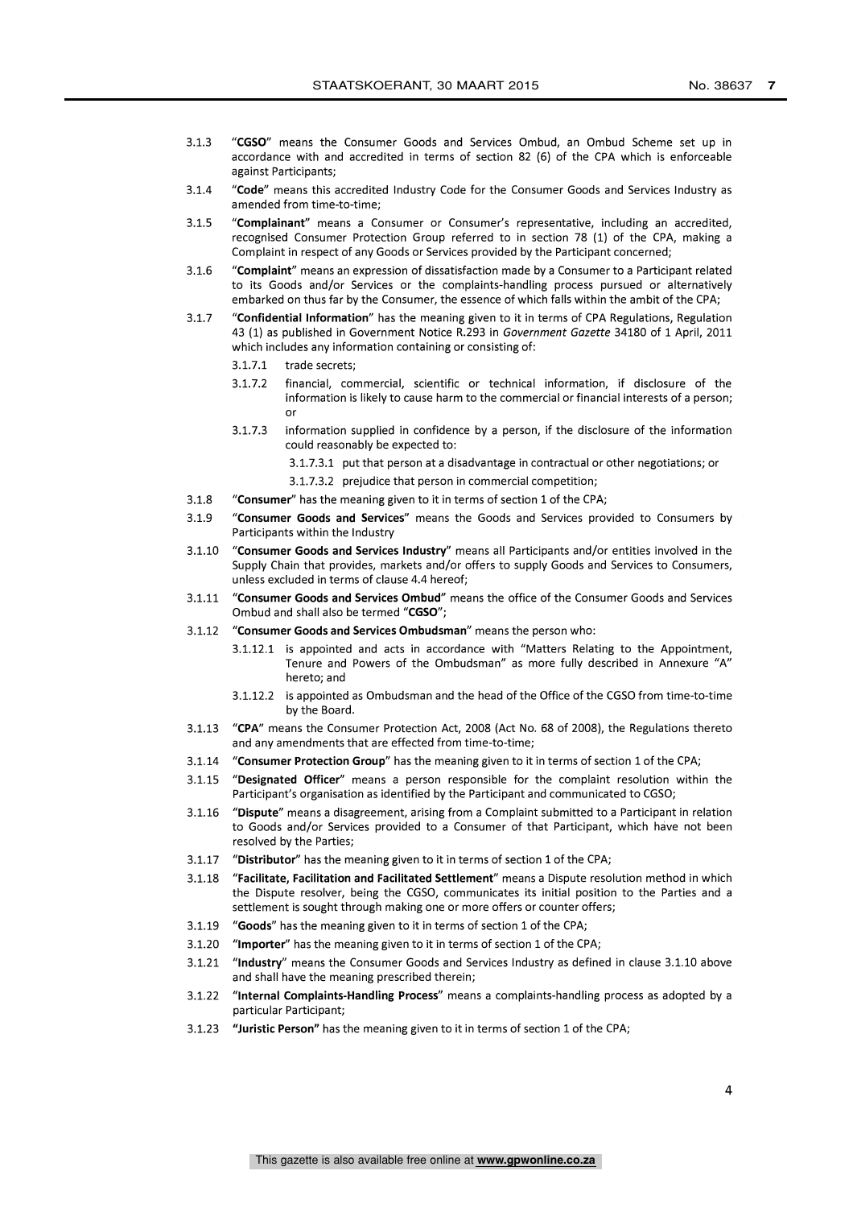3.1.3 "**CGSO**" means the Consumer Goods and Services Ombud, an Ombud Scheme set up in accordance with and accredited in terms of section 82 (6) of the CPA which is enforceable against Participants;

3.1.4 "**Code**" means this accredited Industry Code for the Consumer Goods and Services Industry as amended from time-to-time;

3.1.5 "**Complainant**" means a Consumer or Consumer's representative, including an accredited, recognised Consumer Protection Group referred to in section 78 (1) of the CPA, making a Complaint in respect of any Goods or Services provided by the Participant concerned;

3.1.6 "**Complaint**" means an expression of dissatisfaction made by a Consumer to a Participant related to its Goods and/or Services or the complaints-handling process pursued or alternatively embarked on thus far by the Consumer, the essence of which falls within the ambit of the CPA;

3.1.7 "**Confidential Information**" has the meaning given to it in terms of CPA Regulations, Regulation 43 (1) as published in Government Notice R.293 in *Government Gazette* 34180 of 1 April, 2011 which includes any information containing or consisting of:

- 3.1.7.1 trade secrets;
- 3.1.7.2 financial, commercial, scientific or technical information, if disclosure of the information is likely to cause harm to the commercial or financial interests of a person; or
- 3.1.7.3 information supplied in confidence by a person, if the disclosure of the information could reasonably be expected to:
  - 3.1.7.3.1 put that person at a disadvantage in contractual or other negotiations; or
  - 3.1.7.3.2 prejudice that person in commercial competition;

3.1.8 "**Consumer**" has the meaning given to it in terms of section 1 of the CPA;

3.1.9 "**Consumer Goods and Services**" means the Goods and Services provided to Consumers by Participants within the Industry

3.1.10 "**Consumer Goods and Services Industry**" means all Participants and/or entities involved in the Supply Chain that provides, markets and/or offers to supply Goods and Services to Consumers, unless excluded in terms of clause 4.4 hereof;

3.1.11 "**Consumer Goods and Services Ombud**" means the office of the Consumer Goods and Services Ombud and shall also be termed "**CGSO**";

3.1.12 "**Consumer Goods and Services Ombudsman**" means the person who:

- 3.1.12.1 is appointed and acts in accordance with "Matters Relating to the Appointment, Tenure and Powers of the Ombudsman" as more fully described in Annexure "A" hereto; and
- 3.1.12.2 is appointed as Ombudsman and the head of the Office of the CGSO from time-to-time by the Board.

3.1.13 "**CPA**" means the Consumer Protection Act, 2008 (Act No. 68 of 2008), the Regulations thereto and any amendments that are effected from time-to-time;

3.1.14 "**Consumer Protection Group**" has the meaning given to it in terms of section 1 of the CPA;

3.1.15 "**Designated Officer**" means a person responsible for the complaint resolution within the Participant's organisation as identified by the Participant and communicated to CGSO;

3.1.16 "**Dispute**" means a disagreement, arising from a Complaint submitted to a Participant in relation to Goods and/or Services provided to a Consumer of that Participant, which have not been resolved by the Parties;

3.1.17 "**Distributor**" has the meaning given to it in terms of section 1 of the CPA;

3.1.18 "**Facilitate, Facilitation and Facilitated Settlement**" means a Dispute resolution method in which the Dispute resolver, being the CGSO, communicates its initial position to the Parties and a settlement is sought through making one or more offers or counter offers;

3.1.19 "**Goods**" has the meaning given to it in terms of section 1 of the CPA;

3.1.20 "**Importer**" has the meaning given to it in terms of section 1 of the CPA;

3.1.21 "**Industry**" means the Consumer Goods and Services Industry as defined in clause 3.1.10 above and shall have the meaning prescribed therein;

3.1.22 "**Internal Complaints-Handling Process**" means a complaints-handling process as adopted by a particular Participant;

3.1.23 "**Juristic Person**" has the meaning given to it in terms of section 1 of the CPA;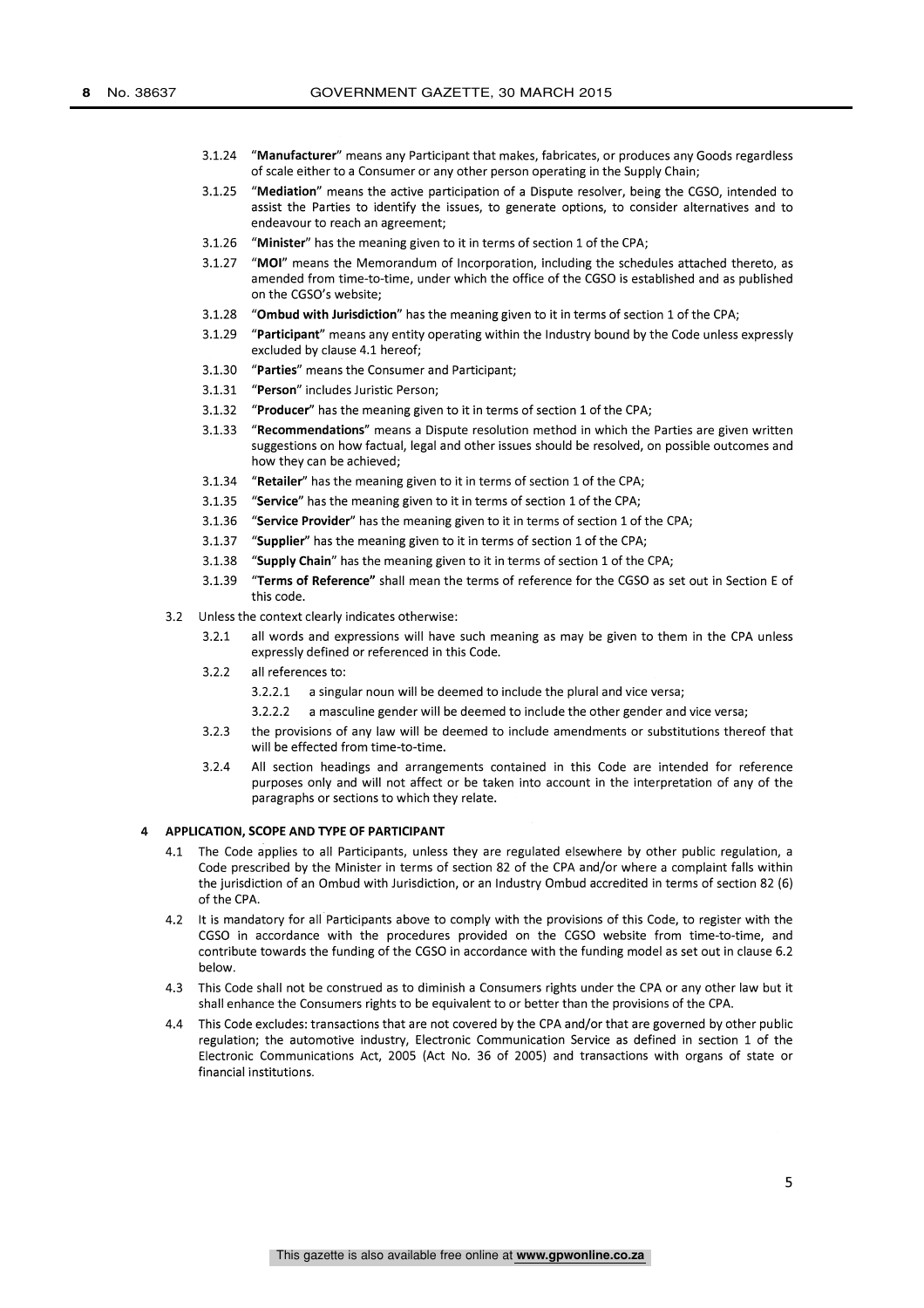3.1.24 "**Manufacturer**" means any Participant that makes, fabricates, or produces any Goods regardless of scale either to a Consumer or any other person operating in the Supply Chain;

3.1.25 "**Mediation**" means the active participation of a Dispute resolver, being the CGSO, intended to assist the Parties to identify the issues, to generate options, to consider alternatives and to endeavour to reach an agreement;

3.1.26 "**Minister**" has the meaning given to it in terms of section 1 of the CPA;

3.1.27 "**MOI**" means the Memorandum of Incorporation, including the schedules attached thereto, as amended from time-to-time, under which the office of the CGSO is established and as published on the CGSO's website;

3.1.28 "**Ombud with Jurisdiction**" has the meaning given to it in terms of section 1 of the CPA;

3.1.29 "**Participant**" means any entity operating within the Industry bound by the Code unless expressly excluded by clause 4.1 hereof;

3.1.30 "**Parties**" means the Consumer and Participant;

3.1.31 "**Person**" includes Juristic Person;

3.1.32 "**Producer**" has the meaning given to it in terms of section 1 of the CPA;

3.1.33 "**Recommendations**" means a Dispute resolution method in which the Parties are given written suggestions on how factual, legal and other issues should be resolved, on possible outcomes and how they can be achieved;

3.1.34 "**Retailer**" has the meaning given to it in terms of section 1 of the CPA;

3.1.35 "**Service**" has the meaning given to it in terms of section 1 of the CPA;

3.1.36 "**Service Provider**" has the meaning given to it in terms of section 1 of the CPA;

3.1.37 "**Supplier**" has the meaning given to it in terms of section 1 of the CPA;

3.1.38 "**Supply Chain**" has the meaning given to it in terms of section 1 of the CPA;

3.1.39 "**Terms of Reference**" shall mean the terms of reference for the CGSO as set out in Section E of this code.

3.2 Unless the context clearly indicates otherwise:

3.2.1 all words and expressions will have such meaning as may be given to them in the CPA unless expressly defined or referenced in this Code.

3.2.2 all references to:

3.2.2.1 a singular noun will be deemed to include the plural and vice versa;

3.2.2.2 a masculine gender will be deemed to include the other gender and vice versa;

3.2.3 the provisions of any law will be deemed to include amendments or substitutions thereof that will be effected from time-to-time.

3.2.4 All section headings and arrangements contained in this Code are intended for reference purposes only and will not affect or be taken into account in the interpretation of any of the paragraphs or sections to which they relate.

## 4 APPLICATION, SCOPE AND TYPE OF PARTICIPANT

4.1 The Code applies to all Participants, unless they are regulated elsewhere by other public regulation, a Code prescribed by the Minister in terms of section 82 of the CPA and/or where a complaint falls within the jurisdiction of an Ombud with Jurisdiction, or an Industry Ombud accredited in terms of section 82 (6) of the CPA.

4.2 It is mandatory for all Participants above to comply with the provisions of this Code, to register with the CGSO in accordance with the procedures provided on the CGSO website from time-to-time, and contribute towards the funding of the CGSO in accordance with the funding model as set out in clause 6.2 below.

4.3 This Code shall not be construed as to diminish a Consumers rights under the CPA or any other law but it shall enhance the Consumers rights to be equivalent to or better than the provisions of the CPA.

4.4 This Code excludes: transactions that are not covered by the CPA and/or that are governed by other public regulation; the automotive industry, Electronic Communication Service as defined in section 1 of the Electronic Communications Act, 2005 (Act No. 36 of 2005) and transactions with organs of state or financial institutions.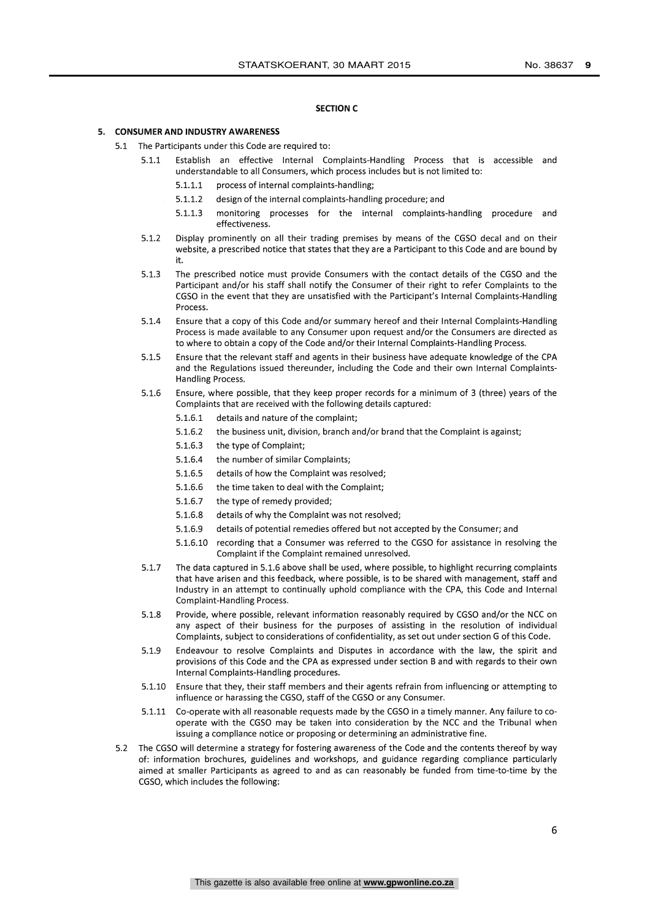**SECTION C**

## 5. CONSUMER AND INDUSTRY AWARENESS

5.1 The Participants under this Code are required to:

5.1.1 Establish an effective Internal Complaints-Handling Process that is accessible and understandable to all Consumers, which process includes but is not limited to:

5.1.1.1 process of internal complaints-handling;

5.1.1.2 design of the internal complaints-handling procedure; and

5.1.1.3 monitoring processes for the internal complaints-handling procedure and effectiveness.

5.1.2 Display prominently on all their trading premises by means of the CGSO decal and on their website, a prescribed notice that states that they are a Participant to this Code and are bound by it.

5.1.3 The prescribed notice must provide Consumers with the contact details of the CGSO and the Participant and/or his staff shall notify the Consumer of their right to refer Complaints to the CGSO in the event that they are unsatisfied with the Participant's Internal Complaints-Handling Process.

5.1.4 Ensure that a copy of this Code and/or summary hereof and their Internal Complaints-Handling Process is made available to any Consumer upon request and/or the Consumers are directed as to where to obtain a copy of the Code and/or their Internal Complaints-Handling Process.

5.1.5 Ensure that the relevant staff and agents in their business have adequate knowledge of the CPA and the Regulations issued thereunder, including the Code and their own Internal Complaints-Handling Process.

5.1.6 Ensure, where possible, that they keep proper records for a minimum of 3 (three) years of the Complaints that are received with the following details captured:

5.1.6.1 details and nature of the complaint;

5.1.6.2 the business unit, division, branch and/or brand that the Complaint is against;

5.1.6.3 the type of Complaint;

5.1.6.4 the number of similar Complaints;

5.1.6.5 details of how the Complaint was resolved;

5.1.6.6 the time taken to deal with the Complaint;

5.1.6.7 the type of remedy provided;

5.1.6.8 details of why the Complaint was not resolved;

5.1.6.9 details of potential remedies offered but not accepted by the Consumer; and

5.1.6.10 recording that a Consumer was referred to the CGSO for assistance in resolving the Complaint if the Complaint remained unresolved.

5.1.7 The data captured in 5.1.6 above shall be used, where possible, to highlight recurring complaints that have arisen and this feedback, where possible, is to be shared with management, staff and Industry in an attempt to continually uphold compliance with the CPA, this Code and Internal Complaint-Handling Process.

5.1.8 Provide, where possible, relevant information reasonably required by CGSO and/or the NCC on any aspect of their business for the purposes of assisting in the resolution of individual Complaints, subject to considerations of confidentiality, as set out under section G of this Code.

5.1.9 Endeavour to resolve Complaints and Disputes in accordance with the law, the spirit and provisions of this Code and the CPA as expressed under section B and with regards to their own Internal Complaints-Handling procedures.

5.1.10 Ensure that they, their staff members and their agents refrain from influencing or attempting to influence or harassing the CGSO, staff of the CGSO or any Consumer.

5.1.11 Co-operate with all reasonable requests made by the CGSO in a timely manner. Any failure to co-operate with the CGSO may be taken into consideration by the NCC and the Tribunal when issuing a compliance notice or proposing or determining an administrative fine.

5.2 The CGSO will determine a strategy for fostering awareness of the Code and the contents thereof by way of: information brochures, guidelines and workshops, and guidance regarding compliance particularly aimed at smaller Participants as agreed to and as can reasonably be funded from time-to-time by the CGSO, which includes the following: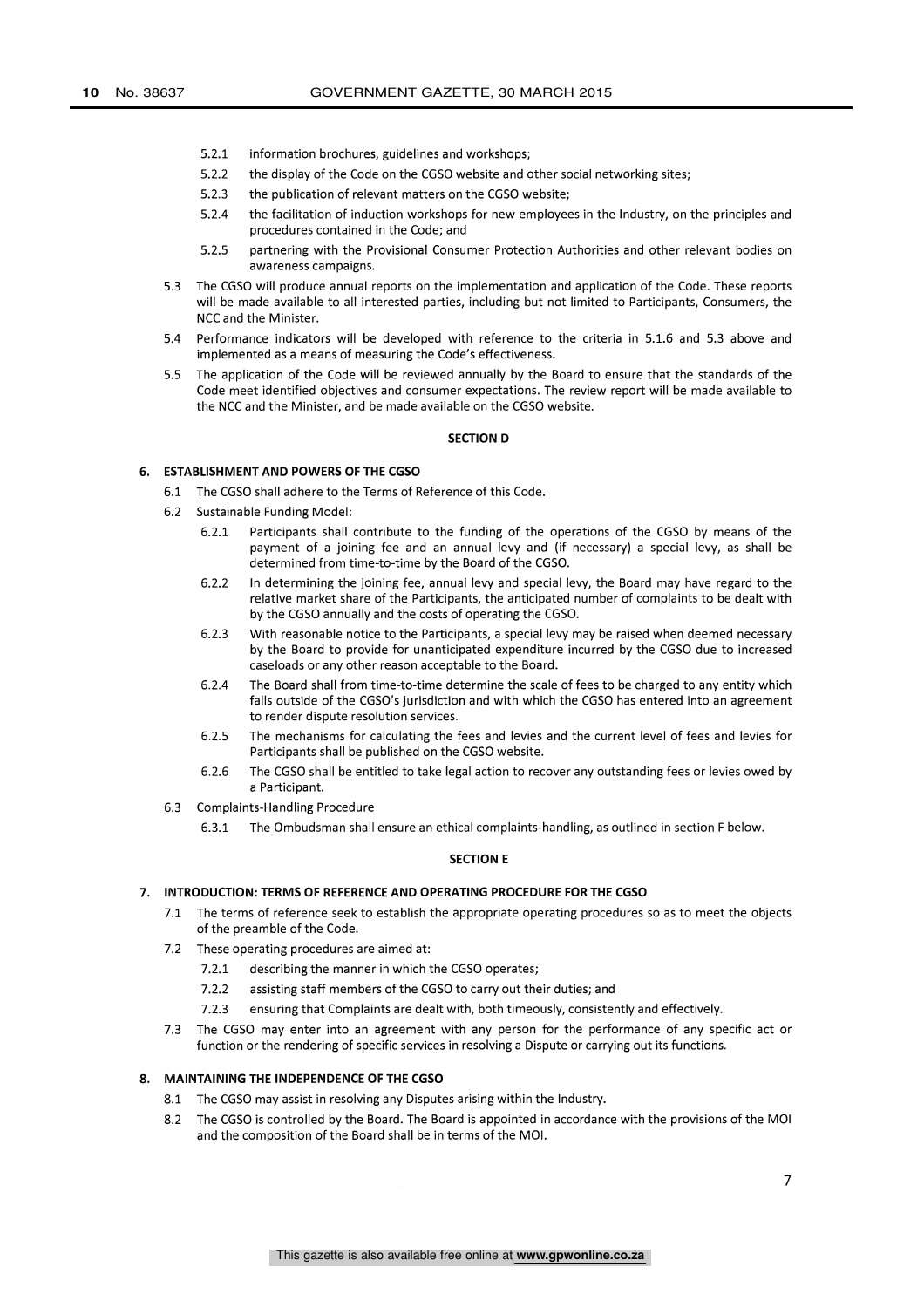5.2.1 information brochures, guidelines and workshops;

5.2.2 the display of the Code on the CGSO website and other social networking sites;

5.2.3 the publication of relevant matters on the CGSO website;

5.2.4 the facilitation of induction workshops for new employees in the Industry, on the principles and procedures contained in the Code; and

5.2.5 partnering with the Provisional Consumer Protection Authorities and other relevant bodies on awareness campaigns.

5.3 The CGSO will produce annual reports on the implementation and application of the Code. These reports will be made available to all interested parties, including but not limited to Participants, Consumers, the NCC and the Minister.

5.4 Performance indicators will be developed with reference to the criteria in 5.1.6 and 5.3 above and implemented as a means of measuring the Code's effectiveness.

5.5 The application of the Code will be reviewed annually by the Board to ensure that the standards of the Code meet identified objectives and consumer expectations. The review report will be made available to the NCC and the Minister, and be made available on the CGSO website.

## SECTION D

### 6. ESTABLISHMENT AND POWERS OF THE CGSO

6.1 The CGSO shall adhere to the Terms of Reference of this Code.

6.2 Sustainable Funding Model:

6.2.1 Participants shall contribute to the funding of the operations of the CGSO by means of the payment of a joining fee and an annual levy and (if necessary) a special levy, as shall be determined from time-to-time by the Board of the CGSO.

6.2.2 In determining the joining fee, annual levy and special levy, the Board may have regard to the relative market share of the Participants, the anticipated number of complaints to be dealt with by the CGSO annually and the costs of operating the CGSO.

6.2.3 With reasonable notice to the Participants, a special levy may be raised when deemed necessary by the Board to provide for unanticipated expenditure incurred by the CGSO due to increased caseloads or any other reason acceptable to the Board.

6.2.4 The Board shall from time-to-time determine the scale of fees to be charged to any entity which falls outside of the CGSO's jurisdiction and with which the CGSO has entered into an agreement to render dispute resolution services.

6.2.5 The mechanisms for calculating the fees and levies and the current level of fees and levies for Participants shall be published on the CGSO website.

6.2.6 The CGSO shall be entitled to take legal action to recover any outstanding fees or levies owed by a Participant.

6.3 Complaints-Handling Procedure

6.3.1 The Ombudsman shall ensure an ethical complaints-handling, as outlined in section F below.

## SECTION E

### 7. INTRODUCTION: TERMS OF REFERENCE AND OPERATING PROCEDURE FOR THE CGSO

7.1 The terms of reference seek to establish the appropriate operating procedures so as to meet the objects of the preamble of the Code.

7.2 These operating procedures are aimed at:

7.2.1 describing the manner in which the CGSO operates;

7.2.2 assisting staff members of the CGSO to carry out their duties; and

7.2.3 ensuring that Complaints are dealt with, both timeously, consistently and effectively.

7.3 The CGSO may enter into an agreement with any person for the performance of any specific act or function or the rendering of specific services in resolving a Dispute or carrying out its functions.

### 8. MAINTAINING THE INDEPENDENCE OF THE CGSO

8.1 The CGSO may assist in resolving any Disputes arising within the Industry.

8.2 The CGSO is controlled by the Board. The Board is appointed in accordance with the provisions of the MOI and the composition of the Board shall be in terms of the MOI.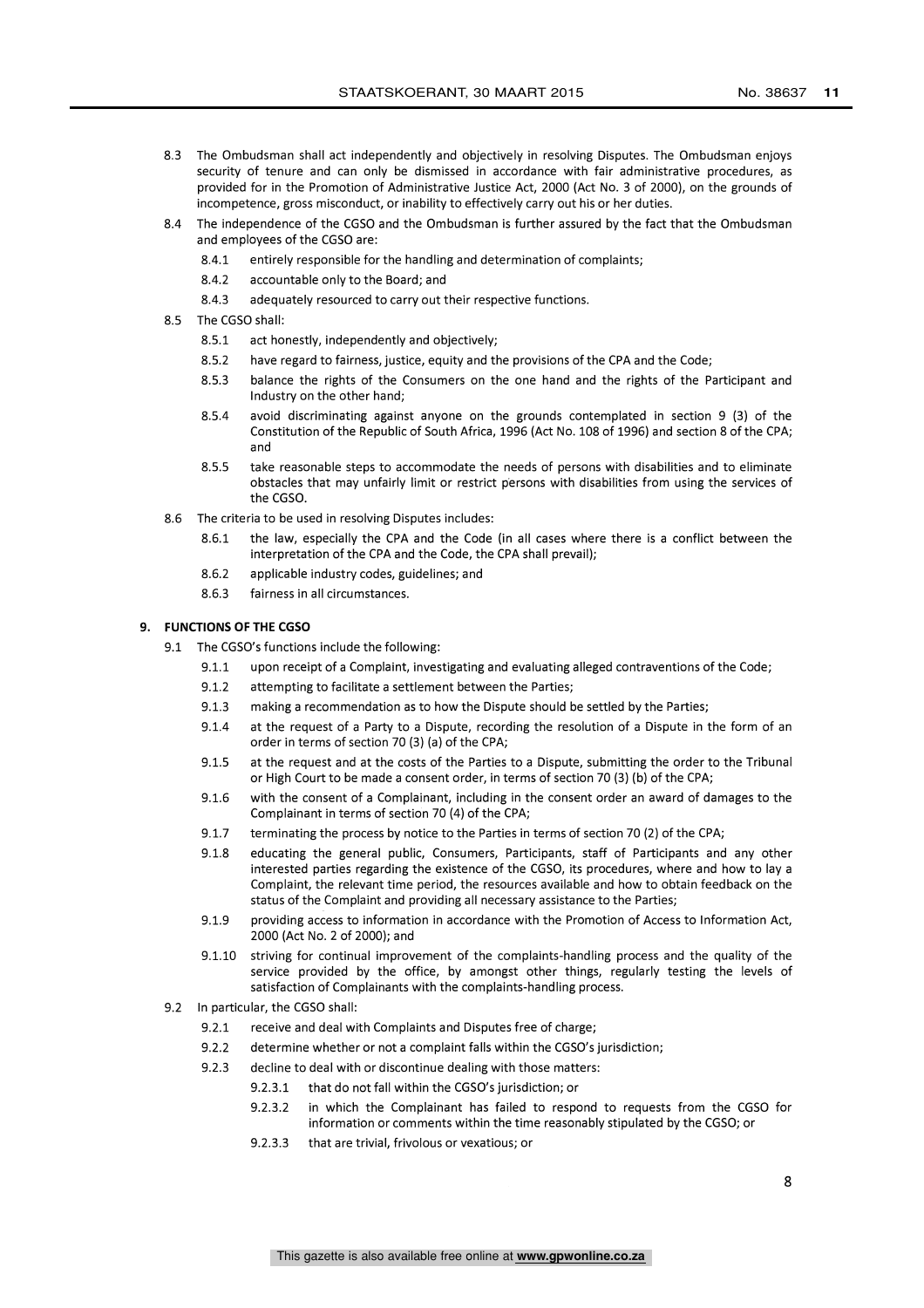8.3 The Ombudsman shall act independently and objectively in resolving Disputes. The Ombudsman enjoys security of tenure and can only be dismissed in accordance with fair administrative procedures, as provided for in the Promotion of Administrative Justice Act, 2000 (Act No. 3 of 2000), on the grounds of incompetence, gross misconduct, or inability to effectively carry out his or her duties.

8.4 The independence of the CGSO and the Ombudsman is further assured by the fact that the Ombudsman and employees of the CGSO are:

- 8.4.1 entirely responsible for the handling and determination of complaints;
- 8.4.2 accountable only to the Board; and
- 8.4.3 adequately resourced to carry out their respective functions.

8.5 The CGSO shall:

- 8.5.1 act honestly, independently and objectively;
- 8.5.2 have regard to fairness, justice, equity and the provisions of the CPA and the Code;
- 8.5.3 balance the rights of the Consumers on the one hand and the rights of the Participant and Industry on the other hand;
- 8.5.4 avoid discriminating against anyone on the grounds contemplated in section 9 (3) of the Constitution of the Republic of South Africa, 1996 (Act No. 108 of 1996) and section 8 of the CPA; and
- 8.5.5 take reasonable steps to accommodate the needs of persons with disabilities and to eliminate obstacles that may unfairly limit or restrict persons with disabilities from using the services of the CGSO.

8.6 The criteria to be used in resolving Disputes includes:

- 8.6.1 the law, especially the CPA and the Code (in all cases where there is a conflict between the interpretation of the CPA and the Code, the CPA shall prevail);
- 8.6.2 applicable industry codes, guidelines; and
- 8.6.3 fairness in all circumstances.

## 9. FUNCTIONS OF THE CGSO

9.1 The CGSO's functions include the following:

- 9.1.1 upon receipt of a Complaint, investigating and evaluating alleged contraventions of the Code;
- 9.1.2 attempting to facilitate a settlement between the Parties;
- 9.1.3 making a recommendation as to how the Dispute should be settled by the Parties;
- 9.1.4 at the request of a Party to a Dispute, recording the resolution of a Dispute in the form of an order in terms of section 70 (3) (a) of the CPA;
- 9.1.5 at the request and at the costs of the Parties to a Dispute, submitting the order to the Tribunal or High Court to be made a consent order, in terms of section 70 (3) (b) of the CPA;
- 9.1.6 with the consent of a Complainant, including in the consent order an award of damages to the Complainant in terms of section 70 (4) of the CPA;
- 9.1.7 terminating the process by notice to the Parties in terms of section 70 (2) of the CPA;
- 9.1.8 educating the general public, Consumers, Participants, staff of Participants and any other interested parties regarding the existence of the CGSO, its procedures, where and how to lay a Complaint, the relevant time period, the resources available and how to obtain feedback on the status of the Complaint and providing all necessary assistance to the Parties;
- 9.1.9 providing access to information in accordance with the Promotion of Access to Information Act, 2000 (Act No. 2 of 2000); and
- 9.1.10 striving for continual improvement of the complaints-handling process and the quality of the service provided by the office, by amongst other things, regularly testing the levels of satisfaction of Complainants with the complaints-handling process.

9.2 In particular, the CGSO shall:

- 9.2.1 receive and deal with Complaints and Disputes free of charge;
- 9.2.2 determine whether or not a complaint falls within the CGSO's jurisdiction;
- 9.2.3 decline to deal with or discontinue dealing with those matters:
  - 9.2.3.1 that do not fall within the CGSO's jurisdiction; or
  - 9.2.3.2 in which the Complainant has failed to respond to requests from the CGSO for information or comments within the time reasonably stipulated by the CGSO; or
  - 9.2.3.3 that are trivial, frivolous or vexatious; or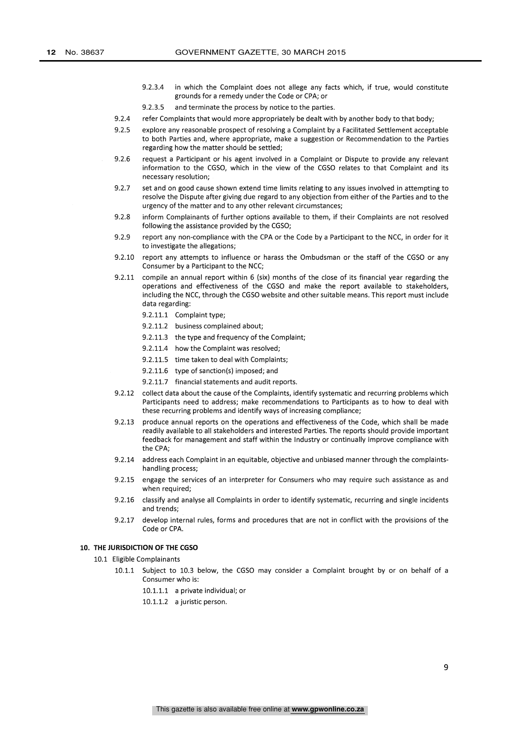9.2.3.4 in which the Complaint does not allege any facts which, if true, would constitute grounds for a remedy under the Code or CPA; or

9.2.3.5 and terminate the process by notice to the parties.

9.2.4 refer Complaints that would more appropriately be dealt with by another body to that body;

9.2.5 explore any reasonable prospect of resolving a Complaint by a Facilitated Settlement acceptable to both Parties and, where appropriate, make a suggestion or Recommendation to the Parties regarding how the matter should be settled;

9.2.6 request a Participant or his agent involved in a Complaint or Dispute to provide any relevant information to the CGSO, which in the view of the CGSO relates to that Complaint and its necessary resolution;

9.2.7 set and on good cause shown extend time limits relating to any issues involved in attempting to resolve the Dispute after giving due regard to any objection from either of the Parties and to the urgency of the matter and to any other relevant circumstances;

9.2.8 inform Complainants of further options available to them, if their Complaints are not resolved following the assistance provided by the CGSO;

9.2.9 report any non-compliance with the CPA or the Code by a Participant to the NCC, in order for it to investigate the allegations;

9.2.10 report any attempts to influence or harass the Ombudsman or the staff of the CGSO or any Consumer by a Participant to the NCC;

9.2.11 compile an annual report within 6 (six) months of the close of its financial year regarding the operations and effectiveness of the CGSO and make the report available to stakeholders, including the NCC, through the CGSO website and other suitable means. This report must include data regarding:

9.2.11.1 Complaint type;

9.2.11.2 business complained about;

9.2.11.3 the type and frequency of the Complaint;

9.2.11.4 how the Complaint was resolved;

9.2.11.5 time taken to deal with Complaints;

9.2.11.6 type of sanction(s) imposed; and

9.2.11.7 financial statements and audit reports.

9.2.12 collect data about the cause of the Complaints, identify systematic and recurring problems which Participants need to address; make recommendations to Participants as to how to deal with these recurring problems and identify ways of increasing compliance;

9.2.13 produce annual reports on the operations and effectiveness of the Code, which shall be made readily available to all stakeholders and interested Parties. The reports should provide important feedback for management and staff within the Industry or continually improve compliance with the CPA;

9.2.14 address each Complaint in an equitable, objective and unbiased manner through the complaints-handling process;

9.2.15 engage the services of an interpreter for Consumers who may require such assistance as and when required;

9.2.16 classify and analyse all Complaints in order to identify systematic, recurring and single incidents and trends;

9.2.17 develop internal rules, forms and procedures that are not in conflict with the provisions of the Code or CPA.

## 10. THE JURISDICTION OF THE CGSO

10.1 Eligible Complainants

10.1.1 Subject to 10.3 below, the CGSO may consider a Complaint brought by or on behalf of a Consumer who is:

10.1.1.1 a private individual; or

10.1.1.2 a juristic person.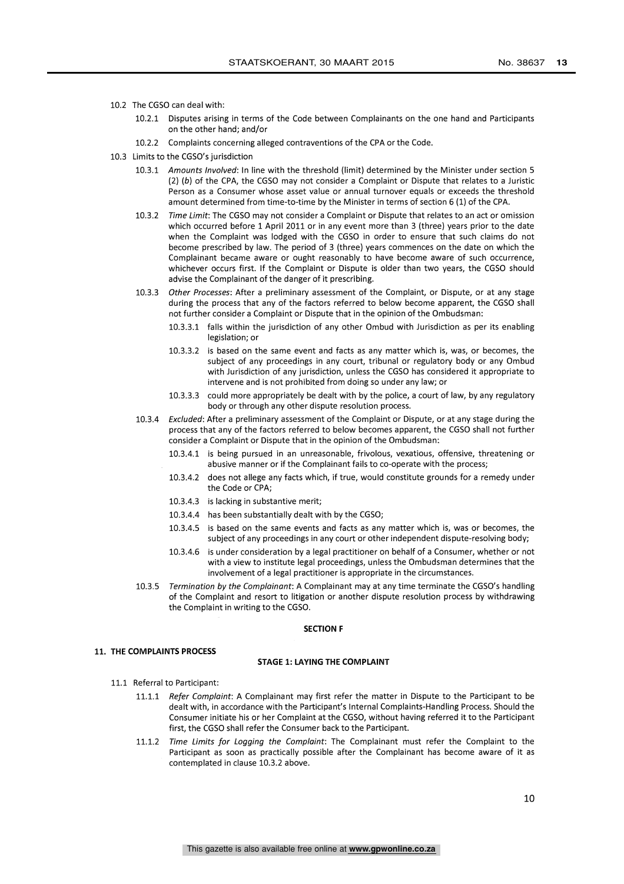10.2 The CGSO can deal with:

- 10.2.1 Disputes arising in terms of the Code between Complainants on the one hand and Participants on the other hand; and/or
- 10.2.2 Complaints concerning alleged contraventions of the CPA or the Code.

10.3 Limits to the CGSO's jurisdiction

- 10.3.1 *Amounts Involved*: In line with the threshold (limit) determined by the Minister under section 5 (2) (*b*) of the CPA, the CGSO may not consider a Complaint or Dispute that relates to a Juristic Person as a Consumer whose asset value or annual turnover equals or exceeds the threshold amount determined from time-to-time by the Minister in terms of section 6 (1) of the CPA.
- 10.3.2 *Time Limit*: The CGSO may not consider a Complaint or Dispute that relates to an act or omission which occurred before 1 April 2011 or in any event more than 3 (three) years prior to the date when the Complaint was lodged with the CGSO in order to ensure that such claims do not become prescribed by law. The period of 3 (three) years commences on the date on which the Complainant became aware or ought reasonably to have become aware of such occurrence, whichever occurs first. If the Complaint or Dispute is older than two years, the CGSO should advise the Complainant of the danger of it prescribing.
- 10.3.3 *Other Processes*: After a preliminary assessment of the Complaint, or Dispute, or at any stage during the process that any of the factors referred to below become apparent, the CGSO shall not further consider a Complaint or Dispute that in the opinion of the Ombudsman:
  - 10.3.3.1 falls within the jurisdiction of any other Ombud with Jurisdiction as per its enabling legislation; or
  - 10.3.3.2 is based on the same event and facts as any matter which is, was, or becomes, the subject of any proceedings in any court, tribunal or regulatory body or any Ombud with Jurisdiction of any jurisdiction, unless the CGSO has considered it appropriate to intervene and is not prohibited from doing so under any law; or
  - 10.3.3.3 could more appropriately be dealt with by the police, a court of law, by any regulatory body or through any other dispute resolution process.
- 10.3.4 *Excluded*: After a preliminary assessment of the Complaint or Dispute, or at any stage during the process that any of the factors referred to below becomes apparent, the CGSO shall not further consider a Complaint or Dispute that in the opinion of the Ombudsman:
  - 10.3.4.1 is being pursued in an unreasonable, frivolous, vexatious, offensive, threatening or abusive manner or if the Complainant fails to co-operate with the process;
  - 10.3.4.2 does not allege any facts which, if true, would constitute grounds for a remedy under the Code or CPA;
  - 10.3.4.3 is lacking in substantive merit;
  - 10.3.4.4 has been substantially dealt with by the CGSO;
  - 10.3.4.5 is based on the same events and facts as any matter which is, was or becomes, the subject of any proceedings in any court or other independent dispute-resolving body;
  - 10.3.4.6 is under consideration by a legal practitioner on behalf of a Consumer, whether or not with a view to institute legal proceedings, unless the Ombudsman determines that the involvement of a legal practitioner is appropriate in the circumstances.
- 10.3.5 *Termination by the Complainant*: A Complainant may at any time terminate the CGSO's handling of the Complaint and resort to litigation or another dispute resolution process by withdrawing the Complaint in writing to the CGSO.

## SECTION F

## 11. THE COMPLAINTS PROCESS

### STAGE 1: LAYING THE COMPLAINT

11.1 Referral to Participant:

- 11.1.1 *Refer Complaint*: A Complainant may first refer the matter in Dispute to the Participant to be dealt with, in accordance with the Participant's Internal Complaints-Handling Process. Should the Consumer initiate his or her Complaint at the CGSO, without having referred it to the Participant first, the CGSO shall refer the Consumer back to the Participant.
- 11.1.2 *Time Limits for Logging the Complaint*: The Complainant must refer the Complaint to the Participant as soon as practically possible after the Complainant has become aware of it as contemplated in clause 10.3.2 above.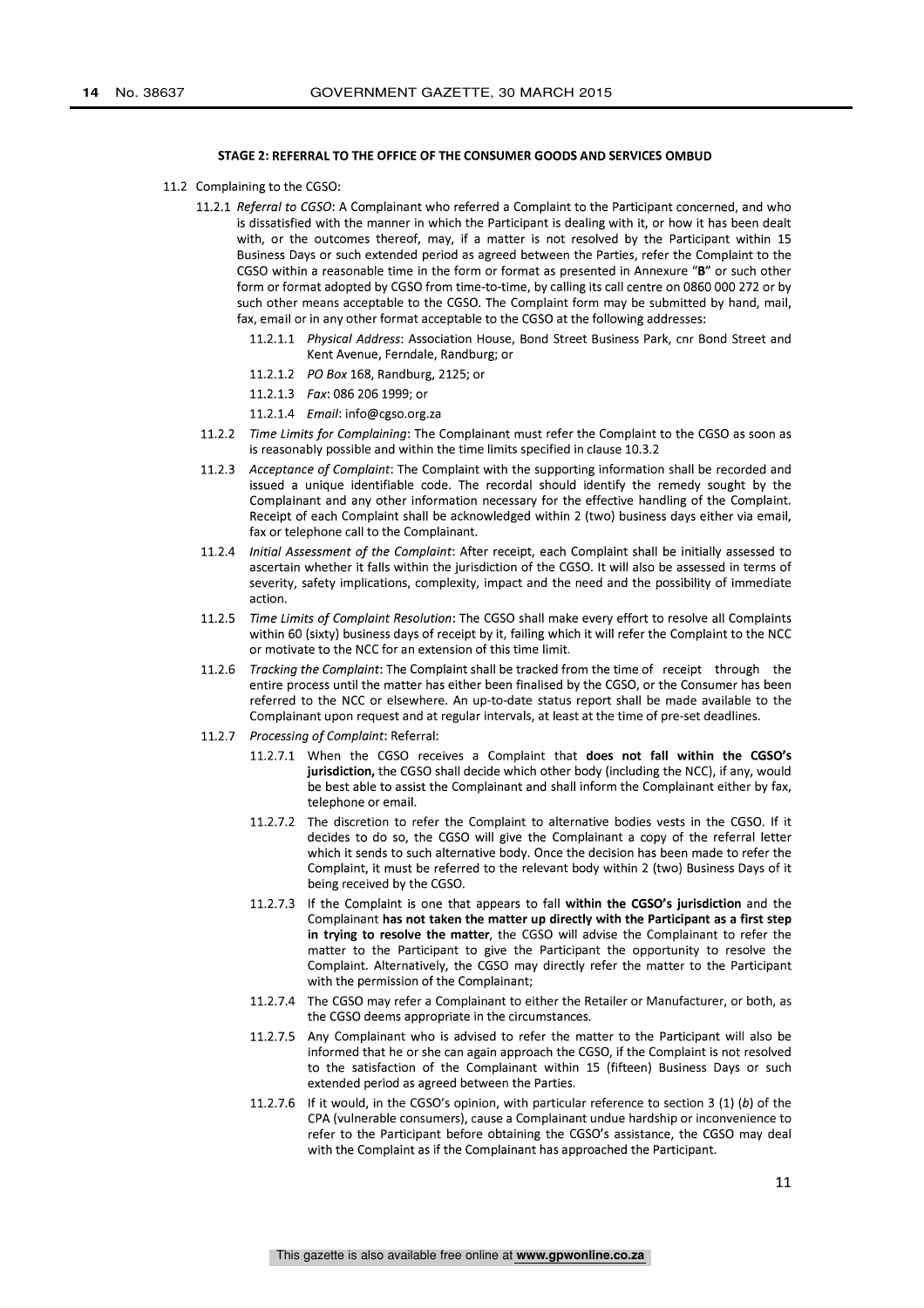**STAGE 2: REFERRAL TO THE OFFICE OF THE CONSUMER GOODS AND SERVICES OMBUD**

11.2 Complaining to the CGSO:

11.2.1 *Referral to CGSO*: A Complainant who referred a Complaint to the Participant concerned, and who is dissatisfied with the manner in which the Participant is dealing with it, or how it has been dealt with, or the outcomes thereof, may, if a matter is not resolved by the Participant within 15 Business Days or such extended period as agreed between the Parties, refer the Complaint to the CGSO within a reasonable time in the form or format as presented in Annexure "**B**" or such other form or format adopted by CGSO from time-to-time, by calling its call centre on 0860 000 272 or by such other means acceptable to the CGSO. The Complaint form may be submitted by hand, mail, fax, email or in any other format acceptable to the CGSO at the following addresses:

11.2.1.1 *Physical Address*: Association House, Bond Street Business Park, cnr Bond Street and Kent Avenue, Ferndale, Randburg; or

11.2.1.2 *PO Box* 168, Randburg, 2125; or

11.2.1.3 *Fax*: 086 206 1999; or

11.2.1.4 *Email*: info@cgso.org.za

11.2.2 *Time Limits for Complaining*: The Complainant must refer the Complaint to the CGSO as soon as is reasonably possible and within the time limits specified in clause 10.3.2

11.2.3 *Acceptance of Complaint*: The Complaint with the supporting information shall be recorded and issued a unique identifiable code. The recordal should identify the remedy sought by the Complainant and any other information necessary for the effective handling of the Complaint. Receipt of each Complaint shall be acknowledged within 2 (two) business days either via email, fax or telephone call to the Complainant.

11.2.4 *Initial Assessment of the Complaint*: After receipt, each Complaint shall be initially assessed to ascertain whether it falls within the jurisdiction of the CGSO. It will also be assessed in terms of severity, safety implications, complexity, impact and the need and the possibility of immediate action.

11.2.5 *Time Limits of Complaint Resolution*: The CGSO shall make every effort to resolve all Complaints within 60 (sixty) business days of receipt by it, failing which it will refer the Complaint to the NCC or motivate to the NCC for an extension of this time limit.

11.2.6 *Tracking the Complaint*: The Complaint shall be tracked from the time of receipt through the entire process until the matter has either been finalised by the CGSO, or the Consumer has been referred to the NCC or elsewhere. An up-to-date status report shall be made available to the Complainant upon request and at regular intervals, at least at the time of pre-set deadlines.

11.2.7 *Processing of Complaint*: Referral:

11.2.7.1 When the CGSO receives a Complaint that **does not fall within the CGSO's jurisdiction,** the CGSO shall decide which other body (including the NCC), if any, would be best able to assist the Complainant and shall inform the Complainant either by fax, telephone or email.

11.2.7.2 The discretion to refer the Complaint to alternative bodies vests in the CGSO. If it decides to do so, the CGSO will give the Complainant a copy of the referral letter which it sends to such alternative body. Once the decision has been made to refer the Complaint, it must be referred to the relevant body within 2 (two) Business Days of it being received by the CGSO.

11.2.7.3 If the Complaint is one that appears to fall **within the CGSO's jurisdiction** and the Complainant **has not taken the matter up directly with the Participant as a first step in trying to resolve the matter**, the CGSO will advise the Complainant to refer the matter to the Participant to give the Participant the opportunity to resolve the Complaint. Alternatively, the CGSO may directly refer the matter to the Participant with the permission of the Complainant;

11.2.7.4 The CGSO may refer a Complainant to either the Retailer or Manufacturer, or both, as the CGSO deems appropriate in the circumstances.

11.2.7.5 Any Complainant who is advised to refer the matter to the Participant will also be informed that he or she can again approach the CGSO, if the Complaint is not resolved to the satisfaction of the Complainant within 15 (fifteen) Business Days or such extended period as agreed between the Parties.

11.2.7.6 If it would, in the CGSO's opinion, with particular reference to section 3 (1) (*b*) of the CPA (vulnerable consumers), cause a Complainant undue hardship or inconvenience to refer to the Participant before obtaining the CGSO's assistance, the CGSO may deal with the Complaint as if the Complainant has approached the Participant.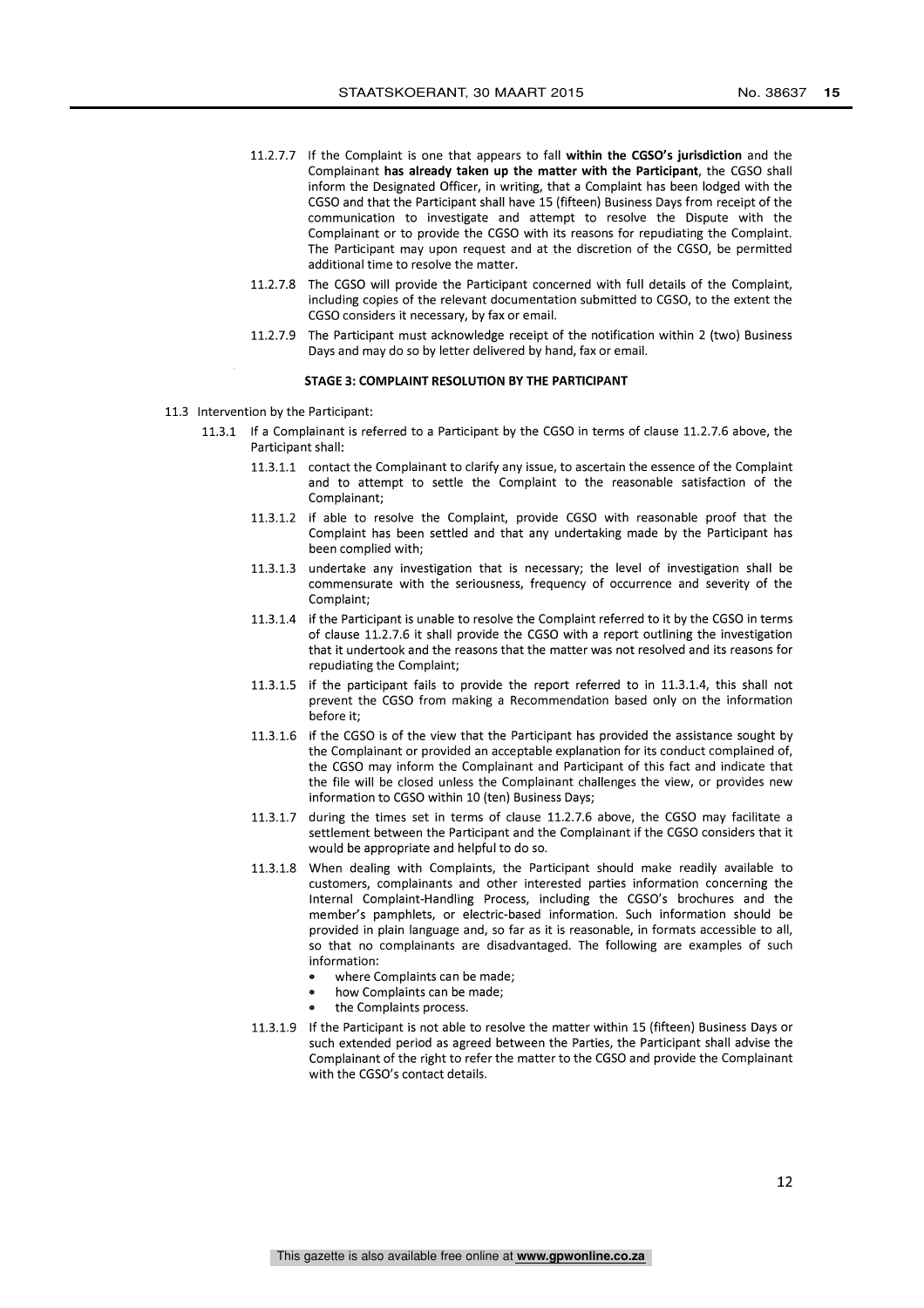11.2.7.7 If the Complaint is one that appears to fall **within the CGSO's jurisdiction** and the Complainant **has already taken up the matter with the Participant**, the CGSO shall inform the Designated Officer, in writing, that a Complaint has been lodged with the CGSO and that the Participant shall have 15 (fifteen) Business Days from receipt of the communication to investigate and attempt to resolve the Dispute with the Complainant or to provide the CGSO with its reasons for repudiating the Complaint. The Participant may upon request and at the discretion of the CGSO, be permitted additional time to resolve the matter.

11.2.7.8 The CGSO will provide the Participant concerned with full details of the Complaint, including copies of the relevant documentation submitted to CGSO, to the extent the CGSO considers it necessary, by fax or email.

11.2.7.9 The Participant must acknowledge receipt of the notification within 2 (two) Business Days and may do so by letter delivered by hand, fax or email.

**STAGE 3: COMPLAINT RESOLUTION BY THE PARTICIPANT**

11.3 Intervention by the Participant:

11.3.1 If a Complainant is referred to a Participant by the CGSO in terms of clause 11.2.7.6 above, the Participant shall:

11.3.1.1 contact the Complainant to clarify any issue, to ascertain the essence of the Complaint and to attempt to settle the Complaint to the reasonable satisfaction of the Complainant;

11.3.1.2 if able to resolve the Complaint, provide CGSO with reasonable proof that the Complaint has been settled and that any undertaking made by the Participant has been complied with;

11.3.1.3 undertake any investigation that is necessary; the level of investigation shall be commensurate with the seriousness, frequency of occurrence and severity of the Complaint;

11.3.1.4 if the Participant is unable to resolve the Complaint referred to it by the CGSO in terms of clause 11.2.7.6 it shall provide the CGSO with a report outlining the investigation that it undertook and the reasons that the matter was not resolved and its reasons for repudiating the Complaint;

11.3.1.5 if the participant fails to provide the report referred to in 11.3.1.4, this shall not prevent the CGSO from making a Recommendation based only on the information before it;

11.3.1.6 if the CGSO is of the view that the Participant has provided the assistance sought by the Complainant or provided an acceptable explanation for its conduct complained of, the CGSO may inform the Complainant and Participant of this fact and indicate that the file will be closed unless the Complainant challenges the view, or provides new information to CGSO within 10 (ten) Business Days;

11.3.1.7 during the times set in terms of clause 11.2.7.6 above, the CGSO may facilitate a settlement between the Participant and the Complainant if the CGSO considers that it would be appropriate and helpful to do so.

11.3.1.8 When dealing with Complaints, the Participant should make readily available to customers, complainants and other interested parties information concerning the Internal Complaint-Handling Process, including the CGSO's brochures and the member's pamphlets, or electric-based information. Such information should be provided in plain language and, so far as it is reasonable, in formats accessible to all, so that no complainants are disadvantaged. The following are examples of such information:

- where Complaints can be made;
- how Complaints can be made;
- the Complaints process.

11.3.1.9 If the Participant is not able to resolve the matter within 15 (fifteen) Business Days or such extended period as agreed between the Parties, the Participant shall advise the Complainant of the right to refer the matter to the CGSO and provide the Complainant with the CGSO's contact details.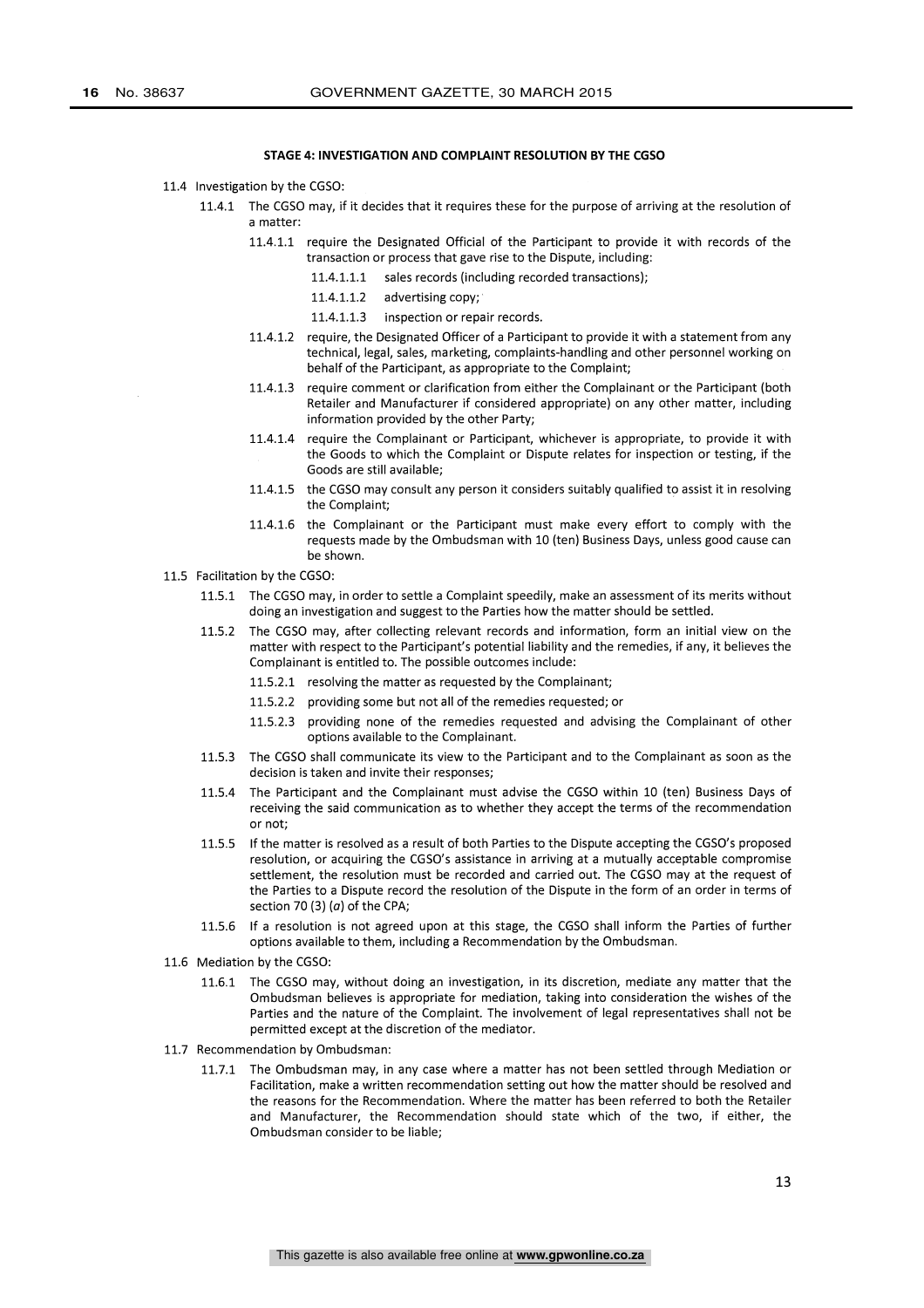**STAGE 4: INVESTIGATION AND COMPLAINT RESOLUTION BY THE CGSO**

11.4 Investigation by the CGSO:

11.4.1 The CGSO may, if it decides that it requires these for the purpose of arriving at the resolution of a matter:

11.4.1.1 require the Designated Official of the Participant to provide it with records of the transaction or process that gave rise to the Dispute, including:

11.4.1.1.1 sales records (including recorded transactions);

11.4.1.1.2 advertising copy;

11.4.1.1.3 inspection or repair records.

11.4.1.2 require, the Designated Officer of a Participant to provide it with a statement from any technical, legal, sales, marketing, complaints-handling and other personnel working on behalf of the Participant, as appropriate to the Complaint;

11.4.1.3 require comment or clarification from either the Complainant or the Participant (both Retailer and Manufacturer if considered appropriate) on any other matter, including information provided by the other Party;

11.4.1.4 require the Complainant or Participant, whichever is appropriate, to provide it with the Goods to which the Complaint or Dispute relates for inspection or testing, if the Goods are still available;

11.4.1.5 the CGSO may consult any person it considers suitably qualified to assist it in resolving the Complaint;

11.4.1.6 the Complainant or the Participant must make every effort to comply with the requests made by the Ombudsman with 10 (ten) Business Days, unless good cause can be shown.

11.5 Facilitation by the CGSO:

11.5.1 The CGSO may, in order to settle a Complaint speedily, make an assessment of its merits without doing an investigation and suggest to the Parties how the matter should be settled.

11.5.2 The CGSO may, after collecting relevant records and information, form an initial view on the matter with respect to the Participant's potential liability and the remedies, if any, it believes the Complainant is entitled to. The possible outcomes include:

11.5.2.1 resolving the matter as requested by the Complainant;

11.5.2.2 providing some but not all of the remedies requested; or

11.5.2.3 providing none of the remedies requested and advising the Complainant of other options available to the Complainant.

11.5.3 The CGSO shall communicate its view to the Participant and to the Complainant as soon as the decision is taken and invite their responses;

11.5.4 The Participant and the Complainant must advise the CGSO within 10 (ten) Business Days of receiving the said communication as to whether they accept the terms of the recommendation or not;

11.5.5 If the matter is resolved as a result of both Parties to the Dispute accepting the CGSO's proposed resolution, or acquiring the CGSO's assistance in arriving at a mutually acceptable compromise settlement, the resolution must be recorded and carried out. The CGSO may at the request of the Parties to a Dispute record the resolution of the Dispute in the form of an order in terms of section 70 (3) (*a*) of the CPA;

11.5.6 If a resolution is not agreed upon at this stage, the CGSO shall inform the Parties of further options available to them, including a Recommendation by the Ombudsman.

11.6 Mediation by the CGSO:

11.6.1 The CGSO may, without doing an investigation, in its discretion, mediate any matter that the Ombudsman believes is appropriate for mediation, taking into consideration the wishes of the Parties and the nature of the Complaint. The involvement of legal representatives shall not be permitted except at the discretion of the mediator.

11.7 Recommendation by Ombudsman:

11.7.1 The Ombudsman may, in any case where a matter has not been settled through Mediation or Facilitation, make a written recommendation setting out how the matter should be resolved and the reasons for the Recommendation. Where the matter has been referred to both the Retailer and Manufacturer, the Recommendation should state which of the two, if either, the Ombudsman consider to be liable;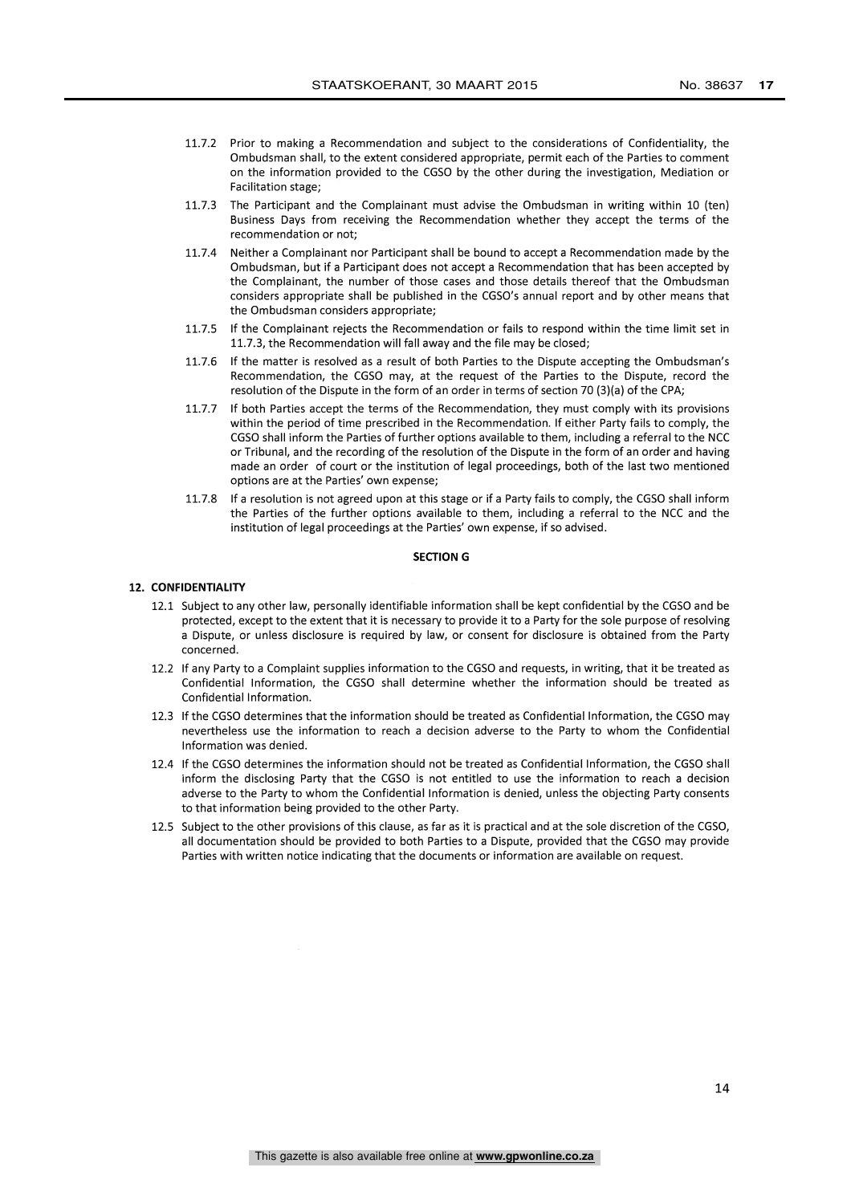11.7.2 Prior to making a Recommendation and subject to the considerations of Confidentiality, the Ombudsman shall, to the extent considered appropriate, permit each of the Parties to comment on the information provided to the CGSO by the other during the investigation, Mediation or Facilitation stage;

11.7.3 The Participant and the Complainant must advise the Ombudsman in writing within 10 (ten) Business Days from receiving the Recommendation whether they accept the terms of the recommendation or not;

11.7.4 Neither a Complainant nor Participant shall be bound to accept a Recommendation made by the Ombudsman, but if a Participant does not accept a Recommendation that has been accepted by the Complainant, the number of those cases and those details thereof that the Ombudsman considers appropriate shall be published in the CGSO's annual report and by other means that the Ombudsman considers appropriate;

11.7.5 If the Complainant rejects the Recommendation or fails to respond within the time limit set in 11.7.3, the Recommendation will fall away and the file may be closed;

11.7.6 If the matter is resolved as a result of both Parties to the Dispute accepting the Ombudsman's Recommendation, the CGSO may, at the request of the Parties to the Dispute, record the resolution of the Dispute in the form of an order in terms of section 70 (3)(a) of the CPA;

11.7.7 If both Parties accept the terms of the Recommendation, they must comply with its provisions within the period of time prescribed in the Recommendation. If either Party fails to comply, the CGSO shall inform the Parties of further options available to them, including a referral to the NCC or Tribunal, and the recording of the resolution of the Dispute in the form of an order and having made an order of court or the institution of legal proceedings, both of the last two mentioned options are at the Parties' own expense;

11.7.8 If a resolution is not agreed upon at this stage or if a Party fails to comply, the CGSO shall inform the Parties of the further options available to them, including a referral to the NCC and the institution of legal proceedings at the Parties' own expense, if so advised.

## SECTION G

### 12. CONFIDENTIALITY

12.1 Subject to any other law, personally identifiable information shall be kept confidential by the CGSO and be protected, except to the extent that it is necessary to provide it to a Party for the sole purpose of resolving a Dispute, or unless disclosure is required by law, or consent for disclosure is obtained from the Party concerned.

12.2 If any Party to a Complaint supplies information to the CGSO and requests, in writing, that it be treated as Confidential Information, the CGSO shall determine whether the information should be treated as Confidential Information.

12.3 If the CGSO determines that the information should be treated as Confidential Information, the CGSO may nevertheless use the information to reach a decision adverse to the Party to whom the Confidential Information was denied.

12.4 If the CGSO determines the information should not be treated as Confidential Information, the CGSO shall inform the disclosing Party that the CGSO is not entitled to use the information to reach a decision adverse to the Party to whom the Confidential Information is denied, unless the objecting Party consents to that information being provided to the other Party.

12.5 Subject to the other provisions of this clause, as far as it is practical and at the sole discretion of the CGSO, all documentation should be provided to both Parties to a Dispute, provided that the CGSO may provide Parties with written notice indicating that the documents or information are available on request.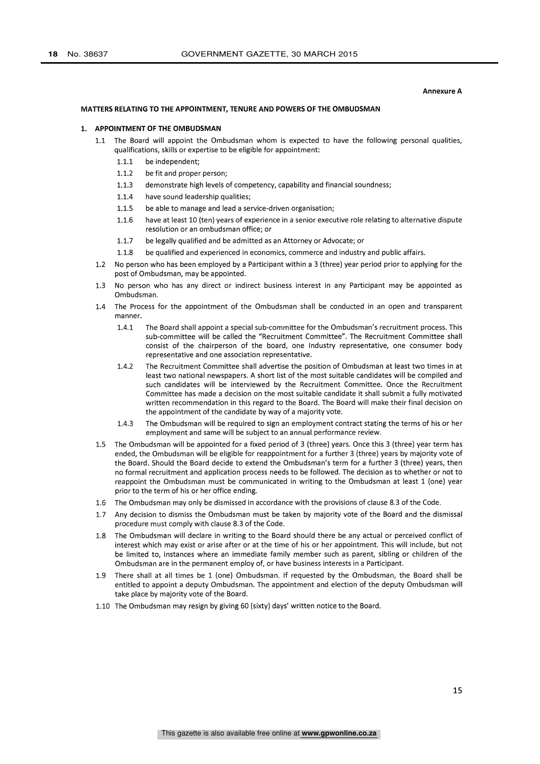**Annexure A**

## MATTERS RELATING TO THE APPOINTMENT, TENURE AND POWERS OF THE OMBUDSMAN

### 1. APPOINTMENT OF THE OMBUDSMAN

1.1 The Board will appoint the Ombudsman whom is expected to have the following personal qualities, qualifications, skills or expertise to be eligible for appointment:

 1.1.1 be independent;

 1.1.2 be fit and proper person;

 1.1.3 demonstrate high levels of competency, capability and financial soundness;

 1.1.4 have sound leadership qualities;

 1.1.5 be able to manage and lead a service-driven organisation;

 1.1.6 have at least 10 (ten) years of experience in a senior executive role relating to alternative dispute resolution or an ombudsman office; or

 1.1.7 be legally qualified and be admitted as an Attorney or Advocate; or

 1.1.8 be qualified and experienced in economics, commerce and industry and public affairs.

1.2 No person who has been employed by a Participant within a 3 (three) year period prior to applying for the post of Ombudsman, may be appointed.

1.3 No person who has any direct or indirect business interest in any Participant may be appointed as Ombudsman.

1.4 The Process for the appointment of the Ombudsman shall be conducted in an open and transparent manner.

 1.4.1 The Board shall appoint a special sub-committee for the Ombudsman's recruitment process. This sub-committee will be called the "Recruitment Committee". The Recruitment Committee shall consist of the chairperson of the board, one Industry representative, one consumer body representative and one association representative.

 1.4.2 The Recruitment Committee shall advertise the position of Ombudsman at least two times in at least two national newspapers. A short list of the most suitable candidates will be compiled and such candidates will be interviewed by the Recruitment Committee. Once the Recruitment Committee has made a decision on the most suitable candidate it shall submit a fully motivated written recommendation in this regard to the Board. The Board will make their final decision on the appointment of the candidate by way of a majority vote.

 1.4.3 The Ombudsman will be required to sign an employment contract stating the terms of his or her employment and same will be subject to an annual performance review.

1.5 The Ombudsman will be appointed for a fixed period of 3 (three) years. Once this 3 (three) year term has ended, the Ombudsman will be eligible for reappointment for a further 3 (three) years by majority vote of the Board. Should the Board decide to extend the Ombudsman's term for a further 3 (three) years, then no formal recruitment and application process needs to be followed. The decision as to whether or not to reappoint the Ombudsman must be communicated in writing to the Ombudsman at least 1 (one) year prior to the term of his or her office ending.

1.6 The Ombudsman may only be dismissed in accordance with the provisions of clause 8.3 of the Code.

1.7 Any decision to dismiss the Ombudsman must be taken by majority vote of the Board and the dismissal procedure must comply with clause 8.3 of the Code.

1.8 The Ombudsman will declare in writing to the Board should there be any actual or perceived conflict of interest which may exist or arise after or at the time of his or her appointment. This will include, but not be limited to, instances where an immediate family member such as parent, sibling or children of the Ombudsman are in the permanent employ of, or have business interests in a Participant.

1.9 There shall at all times be 1 (one) Ombudsman. If requested by the Ombudsman, the Board shall be entitled to appoint a deputy Ombudsman. The appointment and election of the deputy Ombudsman will take place by majority vote of the Board.

1.10 The Ombudsman may resign by giving 60 (sixty) days' written notice to the Board.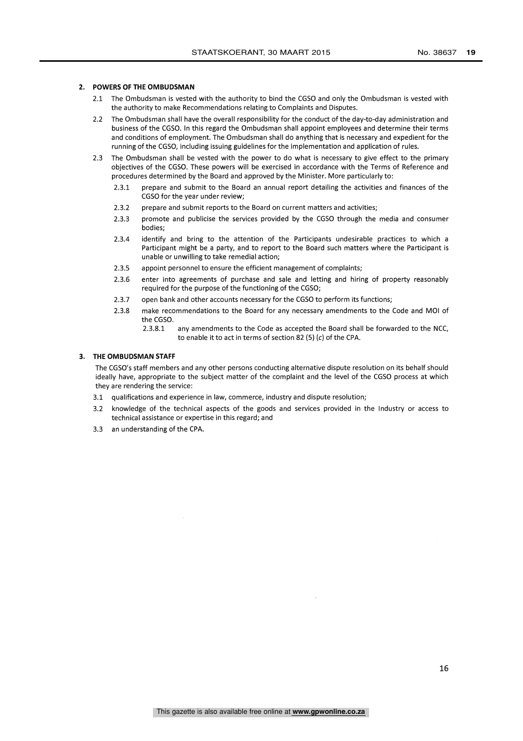## 2. POWERS OF THE OMBUDSMAN

2.1 The Ombudsman is vested with the authority to bind the CGSO and only the Ombudsman is vested with the authority to make Recommendations relating to Complaints and Disputes.

2.2 The Ombudsman shall have the overall responsibility for the conduct of the day-to-day administration and business of the CGSO. In this regard the Ombudsman shall appoint employees and determine their terms and conditions of employment. The Ombudsman shall do anything that is necessary and expedient for the running of the CGSO, including issuing guidelines for the implementation and application of rules.

2.3 The Ombudsman shall be vested with the power to do what is necessary to give effect to the primary objectives of the CGSO. These powers will be exercised in accordance with the Terms of Reference and procedures determined by the Board and approved by the Minister. More particularly to:

- 2.3.1 prepare and submit to the Board an annual report detailing the activities and finances of the CGSO for the year under review;
- 2.3.2 prepare and submit reports to the Board on current matters and activities;
- 2.3.3 promote and publicise the services provided by the CGSO through the media and consumer bodies;
- 2.3.4 identify and bring to the attention of the Participants undesirable practices to which a Participant might be a party, and to report to the Board such matters where the Participant is unable or unwilling to take remedial action;
- 2.3.5 appoint personnel to ensure the efficient management of complaints;
- 2.3.6 enter into agreements of purchase and sale and letting and hiring of property reasonably required for the purpose of the functioning of the CGSO;
- 2.3.7 open bank and other accounts necessary for the CGSO to perform its functions;
- 2.3.8 make recommendations to the Board for any necessary amendments to the Code and MOI of the CGSO.
  - 2.3.8.1 any amendments to the Code as accepted the Board shall be forwarded to the NCC, to enable it to act in terms of section 82 (5) (*c*) of the CPA.

## 3. THE OMBUDSMAN STAFF

The CGSO's staff members and any other persons conducting alternative dispute resolution on its behalf should ideally have, appropriate to the subject matter of the complaint and the level of the CGSO process at which they are rendering the service:

3.1 qualifications and experience in law, commerce, industry and dispute resolution;

3.2 knowledge of the technical aspects of the goods and services provided in the Industry or access to technical assistance or expertise in this regard; and

3.3 an understanding of the CPA.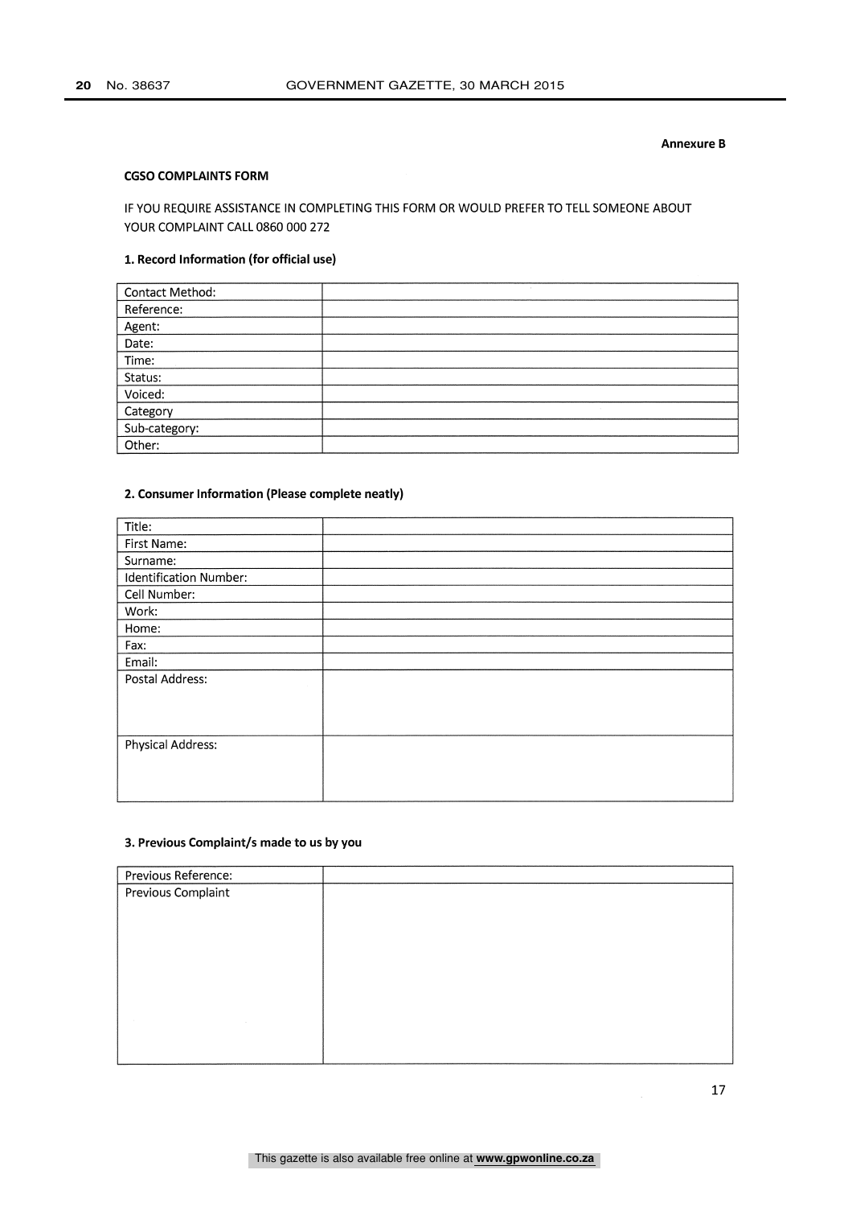**Annexure B**

## CGSO COMPLAINTS FORM

IF YOU REQUIRE ASSISTANCE IN COMPLETING THIS FORM OR WOULD PREFER TO TELL SOMEONE ABOUT YOUR COMPLAINT CALL 0860 000 272

### 1. Record Information (for official use)

| | |
|---|---|
| Contact Method: | |
| Reference: | |
| Agent: | |
| Date: | |
| Time: | |
| Status: | |
| Voiced: | |
| Category | |
| Sub-category: | |
| Other: | |

### 2. Consumer Information (Please complete neatly)

| | |
|---|---|
| Title: | |
| First Name: | |
| Surname: | |
| Identification Number: | |
| Cell Number: | |
| Work: | |
| Home: | |
| Fax: | |
| Email: | |
| Postal Address: | |
| Physical Address: | |

### 3. Previous Complaint/s made to us by you

| | |
|---|---|
| Previous Reference: | |
| Previous Complaint | |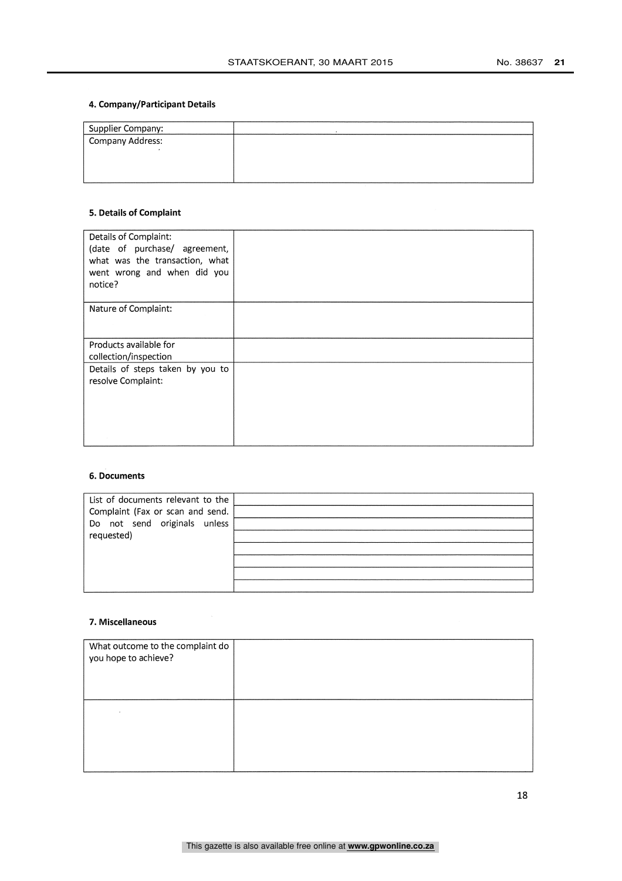**4. Company/Participant Details**

| Supplier Company: | |
|---|---|
| Company Address: | |

**5. Details of Complaint**

| Details of Complaint: (date of purchase/ agreement, what was the transaction, what went wrong and when did you notice? | |
|---|---|
| Nature of Complaint: | |
| Products available for collection/inspection | |
| Details of steps taken by you to resolve Complaint: | |

**6. Documents**

| List of documents relevant to the Complaint (Fax or scan and send. Do not send originals unless requested) | |
|---|---|
| | |
| | |
| | |
| | |
| | |
| | |
| | |

**7. Miscellaneous**

| What outcome to the complaint do you hope to achieve? | |
|---|---|
| | |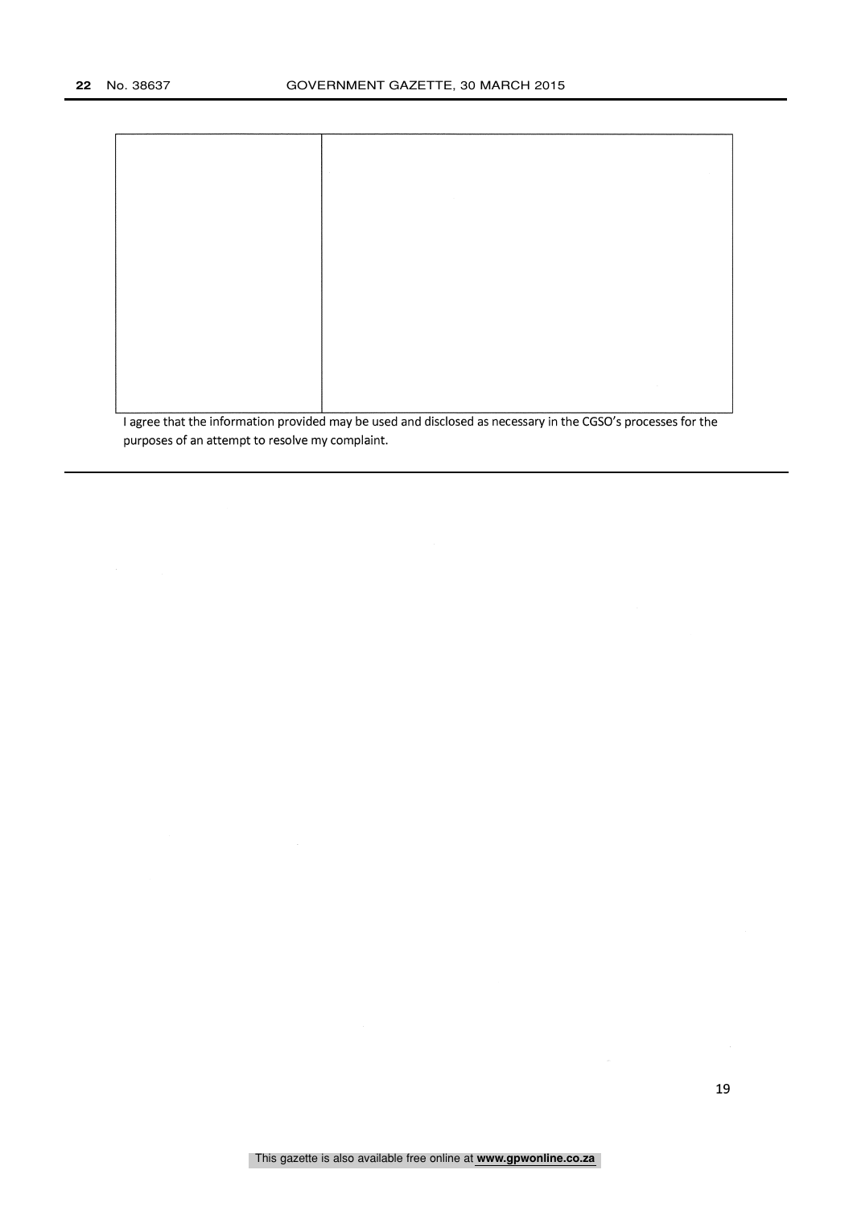| | |
|---|---|
| | |

I agree that the information provided may be used and disclosed as necessary in the CGSO's processes for the purposes of an attempt to resolve my complaint.